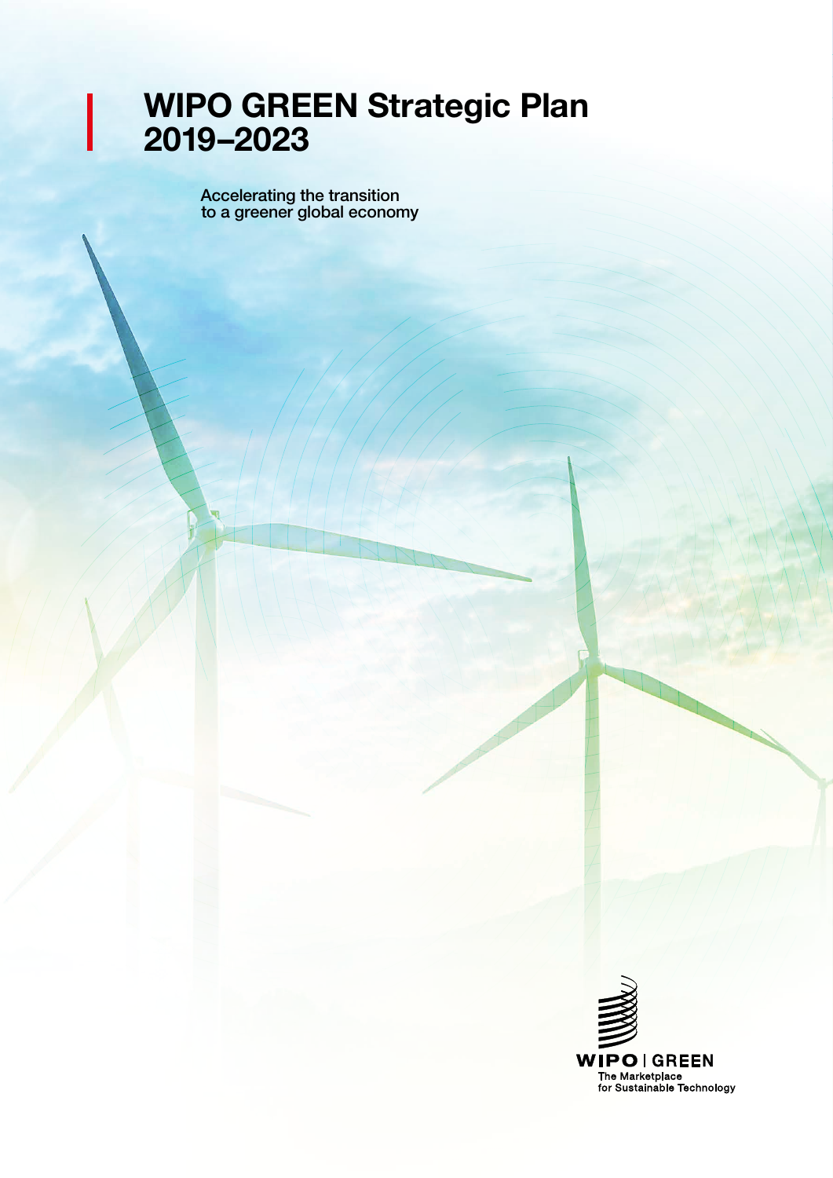# WIPO GREEN Strategic Plan 2019–2023

Accelerating the transition to a greener global economy

WIPO | GREEN
The Marketplace for Sustainable Technology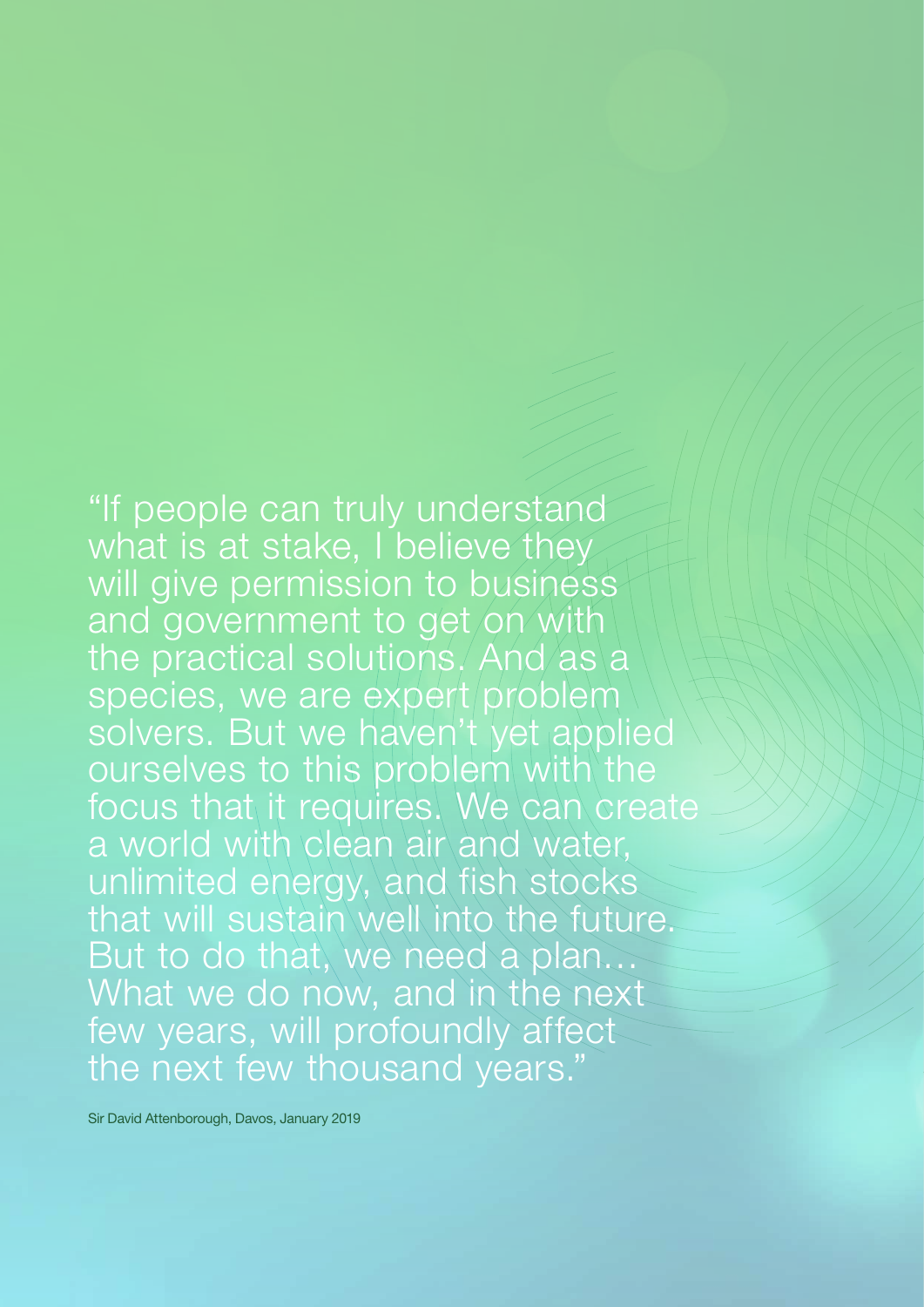"If people can truly understand what is at stake, I believe they will give permission to business and government to get on with the practical solutions. And as a species, we are expert problem solvers. But we haven't yet applied ourselves to this problem with the focus that it requires. We can create a world with clean air and water, unlimited energy, and fish stocks that will sustain well into the future. But to do that, we need a plan... What we do now, and in the next few years, will profoundly affect the next few thousand years."

Sir David Attenborough, Davos, January 2019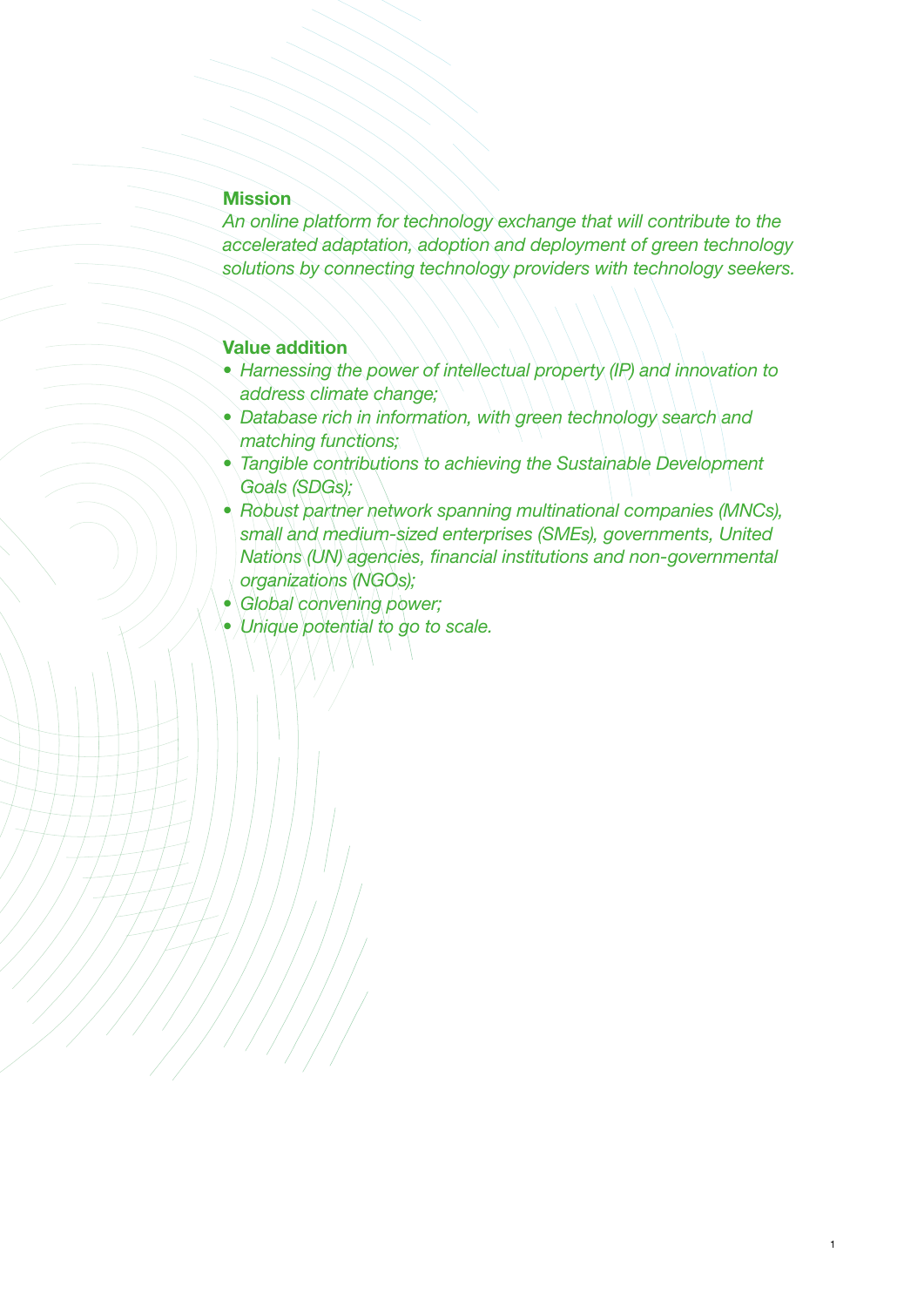## Mission

*An online platform for technology exchange that will contribute to the accelerated adaptation, adoption and deployment of green technology solutions by connecting technology providers with technology seekers.*

## Value addition

- *Harnessing the power of intellectual property (IP) and innovation to address climate change;*
- *Database rich in information, with green technology search and matching functions;*
- *Tangible contributions to achieving the Sustainable Development Goals (SDGs);*
- *Robust partner network spanning multinational companies (MNCs), small and medium-sized enterprises (SMEs), governments, United Nations (UN) agencies, financial institutions and non-governmental organizations (NGOs);*
- *Global convening power;*
- *Unique potential to go to scale.*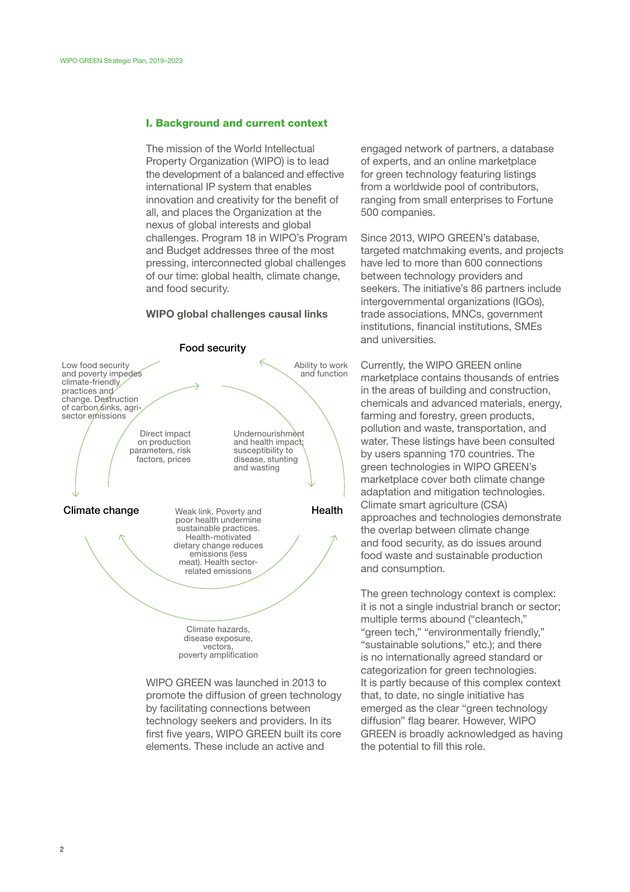## I. Background and current context

The mission of the World Intellectual Property Organization (WIPO) is to lead the development of a balanced and effective international IP system that enables innovation and creativity for the benefit of all, and places the Organization at the nexus of global interests and global challenges. Program 18 in WIPO's Program and Budget addresses three of the most pressing, interconnected global challenges of our time: global health, climate change, and food security.

**WIPO global challenges causal links**

Food security

Low food security and poverty impedes climate-friendly practices and change. Destruction of carbon sinks, agri-sector emissions

Ability to work and function

Direct impact on production parameters, risk factors, prices

Undernourishment and health impact; susceptibility to disease, stunting and wasting

Climate change

Weak link. Poverty and poor health undermine sustainable practices. Health-motivated dietary change reduces emissions (less meat). Health sector-related emissions

Health

Climate hazards, disease exposure, vectors, poverty amplification

WIPO GREEN was launched in 2013 to promote the diffusion of green technology by facilitating connections between technology seekers and providers. In its first five years, WIPO GREEN built its core elements. These include an active and engaged network of partners, a database of experts, and an online marketplace for green technology featuring listings from a worldwide pool of contributors, ranging from small enterprises to Fortune 500 companies.

Since 2013, WIPO GREEN's database, targeted matchmaking events, and projects have led to more than 600 connections between technology providers and seekers. The initiative's 86 partners include intergovernmental organizations (IGOs), trade associations, MNCs, government institutions, financial institutions, SMEs and universities.

Currently, the WIPO GREEN online marketplace contains thousands of entries in the areas of building and construction, chemicals and advanced materials, energy, farming and forestry, green products, pollution and waste, transportation, and water. These listings have been consulted by users spanning 170 countries. The green technologies in WIPO GREEN's marketplace cover both climate change adaptation and mitigation technologies. Climate smart agriculture (CSA) approaches and technologies demonstrate the overlap between climate change and food security, as do issues around food waste and sustainable production and consumption.

The green technology context is complex: it is not a single industrial branch or sector; multiple terms abound ("cleantech," "green tech," "environmentally friendly," "sustainable solutions," etc.); and there is no internationally agreed standard or categorization for green technologies. It is partly because of this complex context that, to date, no single initiative has emerged as the clear "green technology diffusion" flag bearer. However, WIPO GREEN is broadly acknowledged as having the potential to fill this role.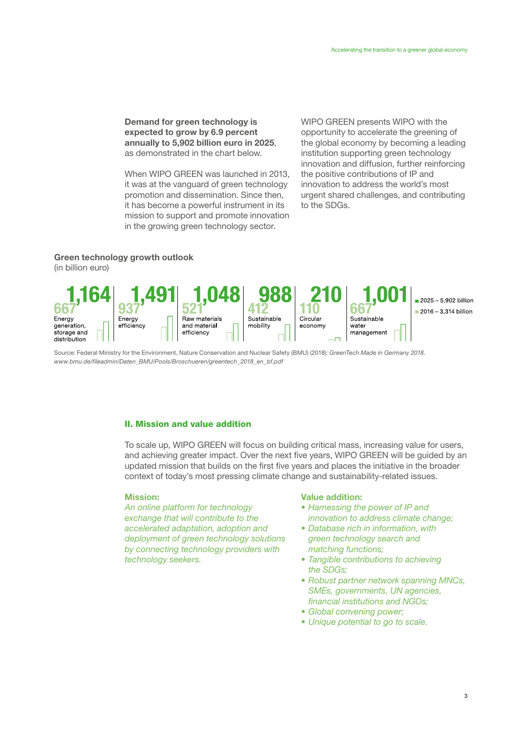**Demand for green technology is expected to grow by 6.9 percent annually to 5,902 billion euro in 2025**, as demonstrated in the chart below.

When WIPO GREEN was launched in 2013, it was at the vanguard of green technology promotion and dissemination. Since then, it has become a powerful instrument in its mission to support and promote innovation in the growing green technology sector.

WIPO GREEN presents WIPO with the opportunity to accelerate the greening of the global economy by becoming a leading institution supporting green technology innovation and diffusion, further reinforcing the positive contributions of IP and innovation to address the world's most urgent shared challenges, and contributing to the SDGs.

**Green technology growth outlook**
(in billion euro)

| Sector | 2016 – 3,314 billion | 2025 – 5,902 billion |
|---|---|---|
| Energy generation, storage and distribution | 667 | 1,164 |
| Energy efficiency | 937 | 1,491 |
| Raw materials and material efficiency | 521 | 1,048 |
| Sustainable mobility | 412 | 988 |
| Circular economy | 110 | 210 |
| Sustainable water management | 667 | 1,001 |

Source: Federal Ministry for the Environment, Nature Conservation and Nuclear Safety (BMU) (2018): *GreenTech Made in Germany 2018*. *www.bmu.de/fileadmin/Daten_BMU/Pools/Broschueren/greentech_2018_en_bf.pdf*

## II. Mission and value addition

To scale up, WIPO GREEN will focus on building critical mass, increasing value for users, and achieving greater impact. Over the next five years, WIPO GREEN will be guided by an updated mission that builds on the first five years and places the initiative in the broader context of today's most pressing climate change and sustainability-related issues.

**Mission:**

*An online platform for technology exchange that will contribute to the accelerated adaptation, adoption and deployment of green technology solutions by connecting technology providers with technology seekers.*

**Value addition:**

- *Harnessing the power of IP and innovation to address climate change;*
- *Database rich in information, with green technology search and matching functions;*
- *Tangible contributions to achieving the SDGs;*
- *Robust partner network spanning MNCs, SMEs, governments, UN agencies, financial institutions and NGOs;*
- *Global convening power;*
- *Unique potential to go to scale.*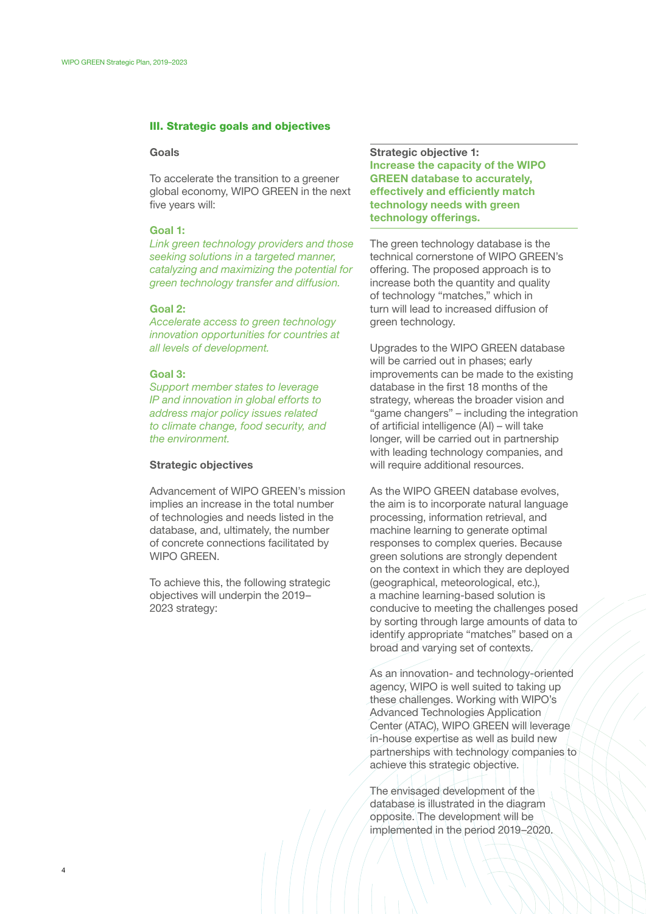## III. Strategic goals and objectives

### Goals

To accelerate the transition to a greener global economy, WIPO GREEN in the next five years will:

**Goal 1:**
*Link green technology providers and those seeking solutions in a targeted manner, catalyzing and maximizing the potential for green technology transfer and diffusion.*

**Goal 2:**
*Accelerate access to green technology innovation opportunities for countries at all levels of development.*

**Goal 3:**
*Support member states to leverage IP and innovation in global efforts to address major policy issues related to climate change, food security, and the environment.*

### Strategic objectives

Advancement of WIPO GREEN's mission implies an increase in the total number of technologies and needs listed in the database, and, ultimately, the number of concrete connections facilitated by WIPO GREEN.

To achieve this, the following strategic objectives will underpin the 2019–2023 strategy:

**Strategic objective 1:**
**Increase the capacity of the WIPO GREEN database to accurately, effectively and efficiently match technology needs with green technology offerings.**

The green technology database is the technical cornerstone of WIPO GREEN's offering. The proposed approach is to increase both the quantity and quality of technology "matches," which in turn will lead to increased diffusion of green technology.

Upgrades to the WIPO GREEN database will be carried out in phases; early improvements can be made to the existing database in the first 18 months of the strategy, whereas the broader vision and "game changers" – including the integration of artificial intelligence (AI) – will take longer, will be carried out in partnership with leading technology companies, and will require additional resources.

As the WIPO GREEN database evolves, the aim is to incorporate natural language processing, information retrieval, and machine learning to generate optimal responses to complex queries. Because green solutions are strongly dependent on the context in which they are deployed (geographical, meteorological, etc.), a machine learning-based solution is conducive to meeting the challenges posed by sorting through large amounts of data to identify appropriate "matches" based on a broad and varying set of contexts.

As an innovation- and technology-oriented agency, WIPO is well suited to taking up these challenges. Working with WIPO's Advanced Technologies Application Center (ATAC), WIPO GREEN will leverage in-house expertise as well as build new partnerships with technology companies to achieve this strategic objective.

The envisaged development of the database is illustrated in the diagram opposite. The development will be implemented in the period 2019–2020.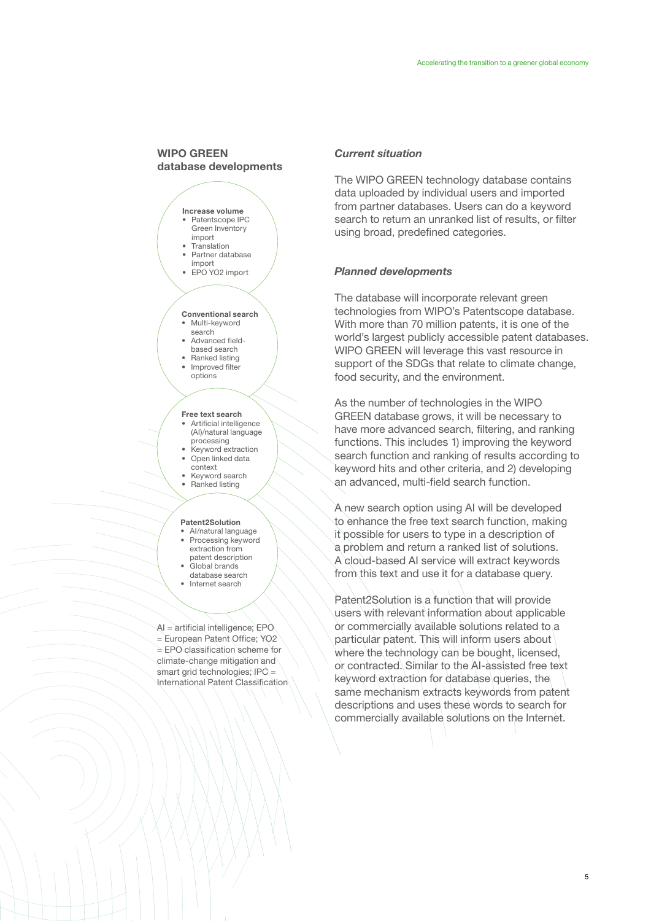## WIPO GREEN database developments

**Increase volume**
- Patentscope IPC Green Inventory import
- Translation
- Partner database import
- EPO YO2 import

**Conventional search**
- Multi-keyword search
- Advanced field-based search
- Ranked listing
- Improved filter options

**Free text search**
- Artificial intelligence (AI)/natural language processing
- Keyword extraction
- Open linked data context
- Keyword search
- Ranked listing

**Patent2Solution**
- AI/natural language
- Processing keyword extraction from patent description
- Global brands database search
- Internet search

AI = artificial intelligence; EPO = European Patent Office; YO2 = EPO classification scheme for climate-change mitigation and smart grid technologies; IPC = International Patent Classification

### *Current situation*

The WIPO GREEN technology database contains data uploaded by individual users and imported from partner databases. Users can do a keyword search to return an unranked list of results, or filter using broad, predefined categories.

### *Planned developments*

The database will incorporate relevant green technologies from WIPO's Patentscope database. With more than 70 million patents, it is one of the world's largest publicly accessible patent databases. WIPO GREEN will leverage this vast resource in support of the SDGs that relate to climate change, food security, and the environment.

As the number of technologies in the WIPO GREEN database grows, it will be necessary to have more advanced search, filtering, and ranking functions. This includes 1) improving the keyword search function and ranking of results according to keyword hits and other criteria, and 2) developing an advanced, multi-field search function.

A new search option using AI will be developed to enhance the free text search function, making it possible for users to type in a description of a problem and return a ranked list of solutions. A cloud-based AI service will extract keywords from this text and use it for a database query.

Patent2Solution is a function that will provide users with relevant information about applicable or commercially available solutions related to a particular patent. This will inform users about where the technology can be bought, licensed, or contracted. Similar to the AI-assisted free text keyword extraction for database queries, the same mechanism extracts keywords from patent descriptions and uses these words to search for commercially available solutions on the Internet.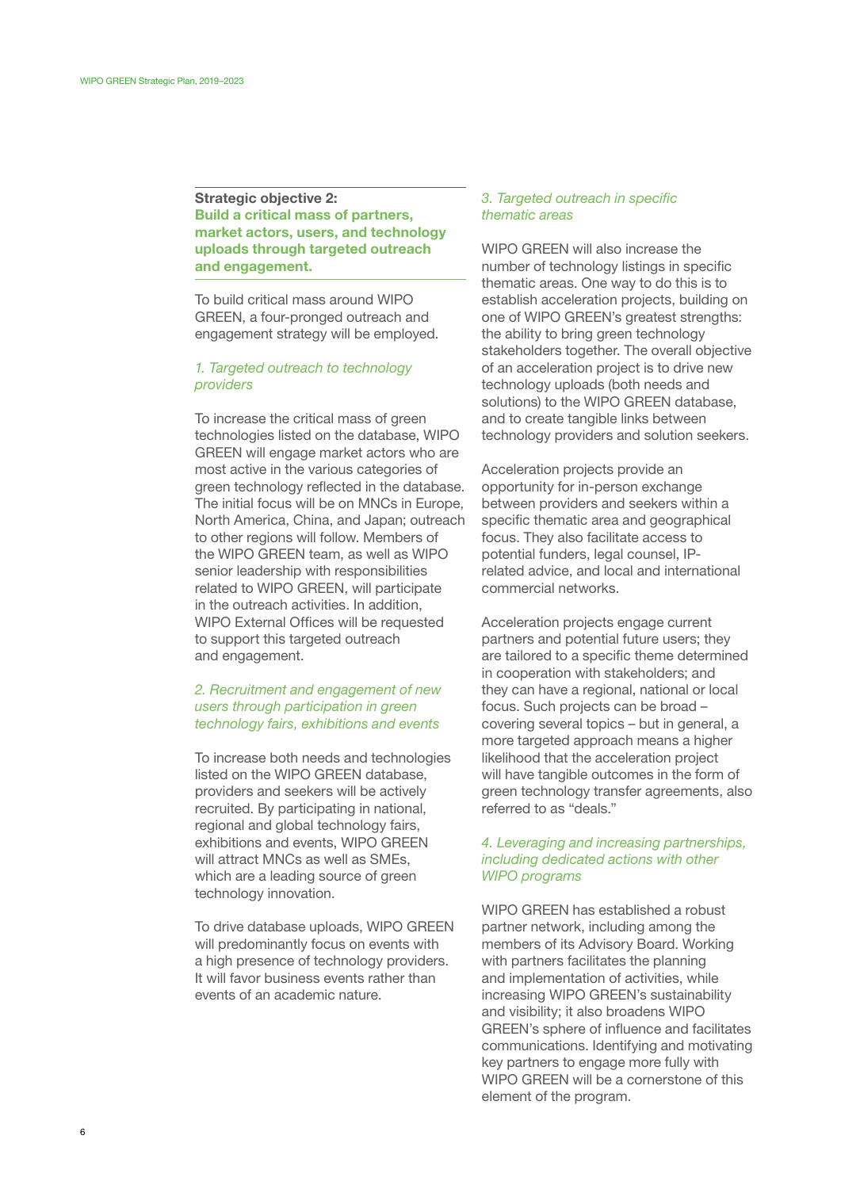## Strategic objective 2: Build a critical mass of partners, market actors, users, and technology uploads through targeted outreach and engagement.

To build critical mass around WIPO GREEN, a four-pronged outreach and engagement strategy will be employed.

### *1. Targeted outreach to technology providers*

To increase the critical mass of green technologies listed on the database, WIPO GREEN will engage market actors who are most active in the various categories of green technology reflected in the database. The initial focus will be on MNCs in Europe, North America, China, and Japan; outreach to other regions will follow. Members of the WIPO GREEN team, as well as WIPO senior leadership with responsibilities related to WIPO GREEN, will participate in the outreach activities. In addition, WIPO External Offices will be requested to support this targeted outreach and engagement.

### *2. Recruitment and engagement of new users through participation in green technology fairs, exhibitions and events*

To increase both needs and technologies listed on the WIPO GREEN database, providers and seekers will be actively recruited. By participating in national, regional and global technology fairs, exhibitions and events, WIPO GREEN will attract MNCs as well as SMEs, which are a leading source of green technology innovation.

To drive database uploads, WIPO GREEN will predominantly focus on events with a high presence of technology providers. It will favor business events rather than events of an academic nature.

### *3. Targeted outreach in specific thematic areas*

WIPO GREEN will also increase the number of technology listings in specific thematic areas. One way to do this is to establish acceleration projects, building on one of WIPO GREEN's greatest strengths: the ability to bring green technology stakeholders together. The overall objective of an acceleration project is to drive new technology uploads (both needs and solutions) to the WIPO GREEN database, and to create tangible links between technology providers and solution seekers.

Acceleration projects provide an opportunity for in-person exchange between providers and seekers within a specific thematic area and geographical focus. They also facilitate access to potential funders, legal counsel, IP-related advice, and local and international commercial networks.

Acceleration projects engage current partners and potential future users; they are tailored to a specific theme determined in cooperation with stakeholders; and they can have a regional, national or local focus. Such projects can be broad – covering several topics – but in general, a more targeted approach means a higher likelihood that the acceleration project will have tangible outcomes in the form of green technology transfer agreements, also referred to as "deals."

### *4. Leveraging and increasing partnerships, including dedicated actions with other WIPO programs*

WIPO GREEN has established a robust partner network, including among the members of its Advisory Board. Working with partners facilitates the planning and implementation of activities, while increasing WIPO GREEN's sustainability and visibility; it also broadens WIPO GREEN's sphere of influence and facilitates communications. Identifying and motivating key partners to engage more fully with WIPO GREEN will be a cornerstone of this element of the program.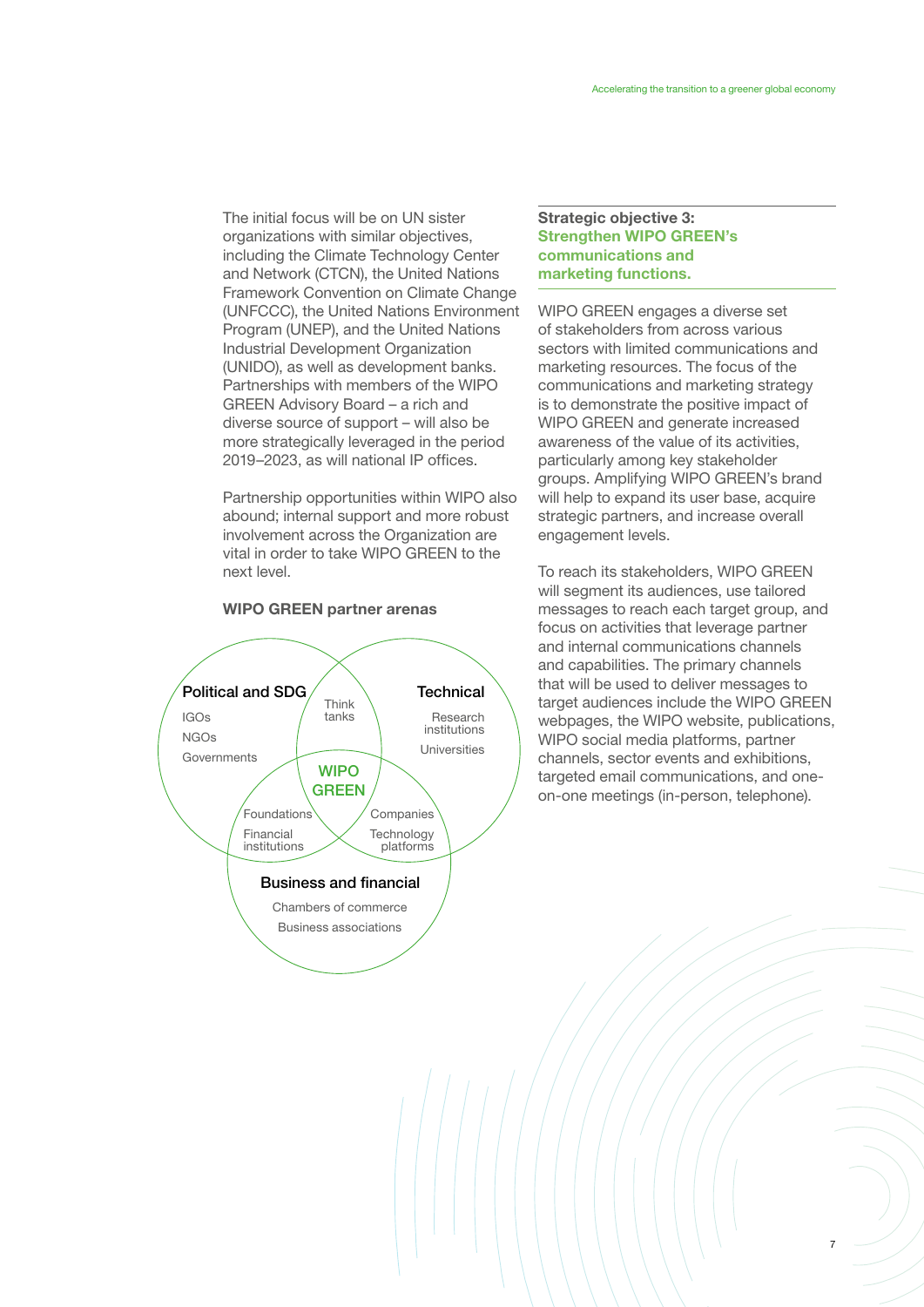The initial focus will be on UN sister organizations with similar objectives, including the Climate Technology Center and Network (CTCN), the United Nations Framework Convention on Climate Change (UNFCCC), the United Nations Environment Program (UNEP), and the United Nations Industrial Development Organization (UNIDO), as well as development banks. Partnerships with members of the WIPO GREEN Advisory Board – a rich and diverse source of support – will also be more strategically leveraged in the period 2019–2023, as will national IP offices.

Partnership opportunities within WIPO also abound; internal support and more robust involvement across the Organization are vital in order to take WIPO GREEN to the next level.

**WIPO GREEN partner arenas**

Political and SDG

IGOs
NGOs
Governments

Think tanks

Technical

Research institutions
Universities

WIPO GREEN

Foundations
Financial institutions

Companies
Technology platforms

Business and financial

Chambers of commerce
Business associations

### Strategic objective 3: Strengthen WIPO GREEN's communications and marketing functions.

WIPO GREEN engages a diverse set of stakeholders from across various sectors with limited communications and marketing resources. The focus of the communications and marketing strategy is to demonstrate the positive impact of WIPO GREEN and generate increased awareness of the value of its activities, particularly among key stakeholder groups. Amplifying WIPO GREEN's brand will help to expand its user base, acquire strategic partners, and increase overall engagement levels.

To reach its stakeholders, WIPO GREEN will segment its audiences, use tailored messages to reach each target group, and focus on activities that leverage partner and internal communications channels and capabilities. The primary channels that will be used to deliver messages to target audiences include the WIPO GREEN webpages, the WIPO website, publications, WIPO social media platforms, partner channels, sector events and exhibitions, targeted email communications, and one-on-one meetings (in-person, telephone).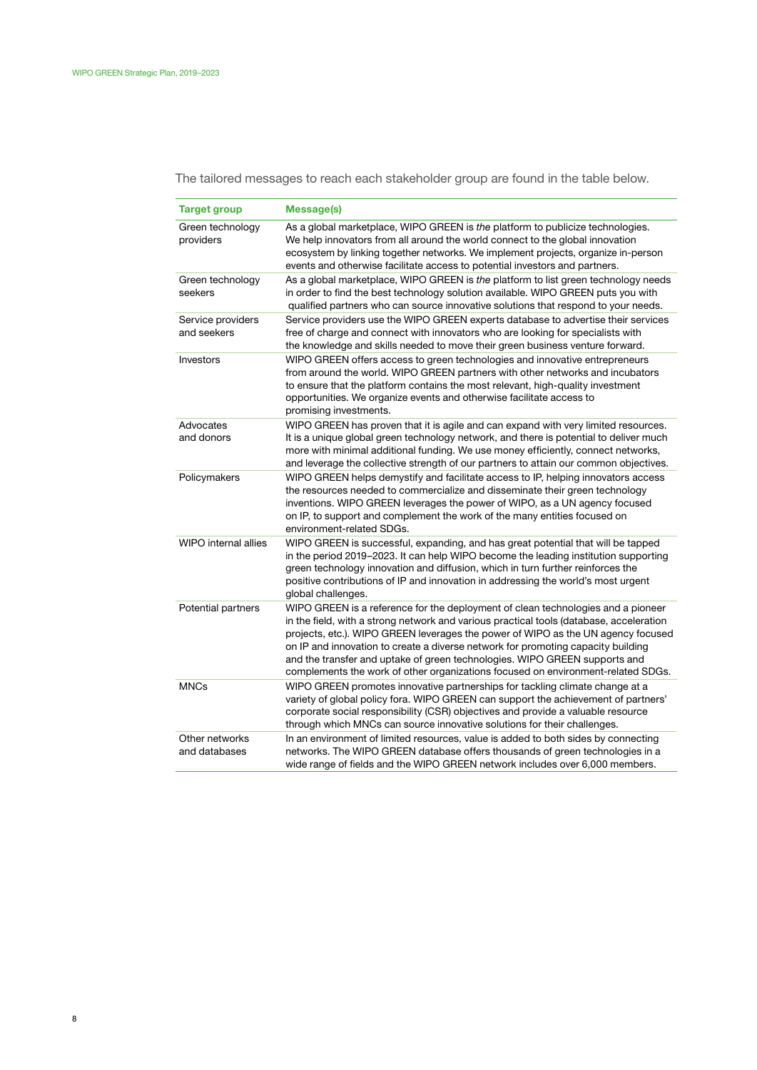The tailored messages to reach each stakeholder group are found in the table below.

| Target group | Message(s) |
| --- | --- |
| Green technology providers | As a global marketplace, WIPO GREEN is *the* platform to publicize technologies. We help innovators from all around the world connect to the global innovation ecosystem by linking together networks. We implement projects, organize in-person events and otherwise facilitate access to potential investors and partners. |
| Green technology seekers | As a global marketplace, WIPO GREEN is *the* platform to list green technology needs in order to find the best technology solution available. WIPO GREEN puts you with qualified partners who can source innovative solutions that respond to your needs. |
| Service providers and seekers | Service providers use the WIPO GREEN experts database to advertise their services free of charge and connect with innovators who are looking for specialists with the knowledge and skills needed to move their green business venture forward. |
| Investors | WIPO GREEN offers access to green technologies and innovative entrepreneurs from around the world. WIPO GREEN partners with other networks and incubators to ensure that the platform contains the most relevant, high-quality investment opportunities. We organize events and otherwise facilitate access to promising investments. |
| Advocates and donors | WIPO GREEN has proven that it is agile and can expand with very limited resources. It is a unique global green technology network, and there is potential to deliver much more with minimal additional funding. We use money efficiently, connect networks, and leverage the collective strength of our partners to attain our common objectives. |
| Policymakers | WIPO GREEN helps demystify and facilitate access to IP, helping innovators access the resources needed to commercialize and disseminate their green technology inventions. WIPO GREEN leverages the power of WIPO, as a UN agency focused on IP, to support and complement the work of the many entities focused on environment-related SDGs. |
| WIPO internal allies | WIPO GREEN is successful, expanding, and has great potential that will be tapped in the period 2019–2023. It can help WIPO become the leading institution supporting green technology innovation and diffusion, which in turn further reinforces the positive contributions of IP and innovation in addressing the world's most urgent global challenges. |
| Potential partners | WIPO GREEN is a reference for the deployment of clean technologies and a pioneer in the field, with a strong network and various practical tools (database, acceleration projects, etc.). WIPO GREEN leverages the power of WIPO as the UN agency focused on IP and innovation to create a diverse network for promoting capacity building and the transfer and uptake of green technologies. WIPO GREEN supports and complements the work of other organizations focused on environment-related SDGs. |
| MNCs | WIPO GREEN promotes innovative partnerships for tackling climate change at a variety of global policy fora. WIPO GREEN can support the achievement of partners' corporate social responsibility (CSR) objectives and provide a valuable resource through which MNCs can source innovative solutions for their challenges. |
| Other networks and databases | In an environment of limited resources, value is added to both sides by connecting networks. The WIPO GREEN database offers thousands of green technologies in a wide range of fields and the WIPO GREEN network includes over 6,000 members. |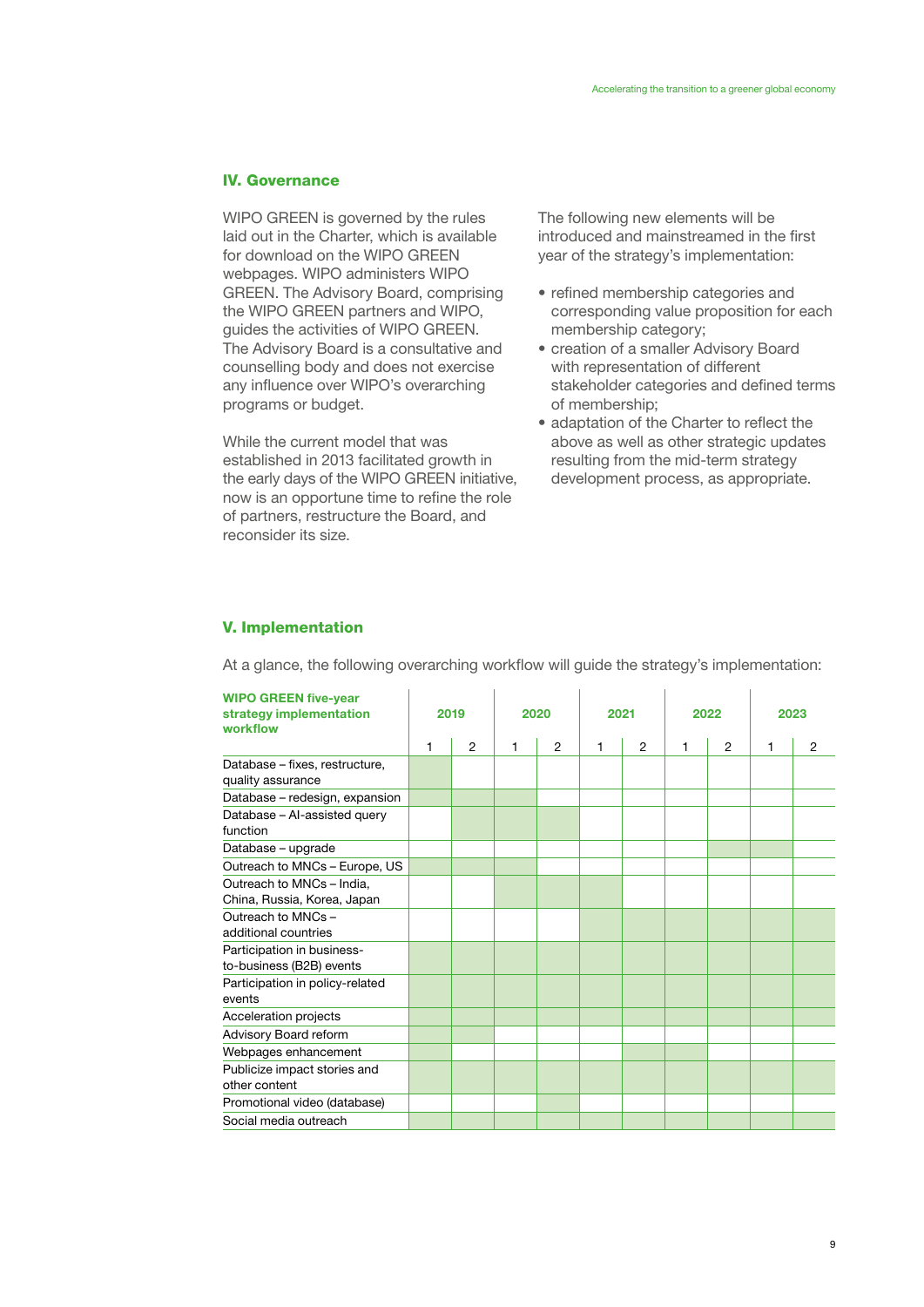## IV. Governance

WIPO GREEN is governed by the rules laid out in the Charter, which is available for download on the WIPO GREEN webpages. WIPO administers WIPO GREEN. The Advisory Board, comprising the WIPO GREEN partners and WIPO, guides the activities of WIPO GREEN. The Advisory Board is a consultative and counselling body and does not exercise any influence over WIPO's overarching programs or budget.

While the current model that was established in 2013 facilitated growth in the early days of the WIPO GREEN initiative, now is an opportune time to refine the role of partners, restructure the Board, and reconsider its size.

The following new elements will be introduced and mainstreamed in the first year of the strategy's implementation:

- refined membership categories and corresponding value proposition for each membership category;
- creation of a smaller Advisory Board with representation of different stakeholder categories and defined terms of membership;
- adaptation of the Charter to reflect the above as well as other strategic updates resulting from the mid-term strategy development process, as appropriate.

## V. Implementation

At a glance, the following overarching workflow will guide the strategy's implementation:

| WIPO GREEN five-year strategy implementation workflow | 2019 | | 2020 | | 2021 | | 2022 | | 2023 | |
|---|---|---|---|---|---|---|---|---|---|---|
| | 1 | 2 | 1 | 2 | 1 | 2 | 1 | 2 | 1 | 2 |
| Database – fixes, restructure, quality assurance | ■ | | | | | | | | | |
| Database – redesign, expansion | ■ | ■ | ■ | | | | | | | |
| Database – AI-assisted query function | | ■ | ■ | ■ | | | | | | |
| Database – upgrade | | | | | | | | ■ | ■ | |
| Outreach to MNCs – Europe, US | ■ | ■ | ■ | | | | | | | |
| Outreach to MNCs – India, China, Russia, Korea, Japan | | | ■ | ■ | ■ | | | | | |
| Outreach to MNCs – additional countries | | | | | ■ | ■ | ■ | ■ | ■ | ■ |
| Participation in business-to-business (B2B) events | ■ | ■ | ■ | ■ | ■ | ■ | ■ | ■ | ■ | ■ |
| Participation in policy-related events | ■ | ■ | ■ | ■ | ■ | ■ | ■ | ■ | ■ | ■ |
| Acceleration projects | ■ | ■ | ■ | ■ | ■ | ■ | ■ | ■ | ■ | ■ |
| Advisory Board reform | ■ | ■ | | | | | | | | |
| Webpages enhancement | ■ | | | | | ■ | ■ | | | |
| Publicize impact stories and other content | ■ | ■ | ■ | ■ | ■ | ■ | ■ | ■ | ■ | ■ |
| Promotional video (database) | | | | ■ | | | | | | |
| Social media outreach | ■ | ■ | ■ | ■ | ■ | ■ | ■ | ■ | ■ | ■ |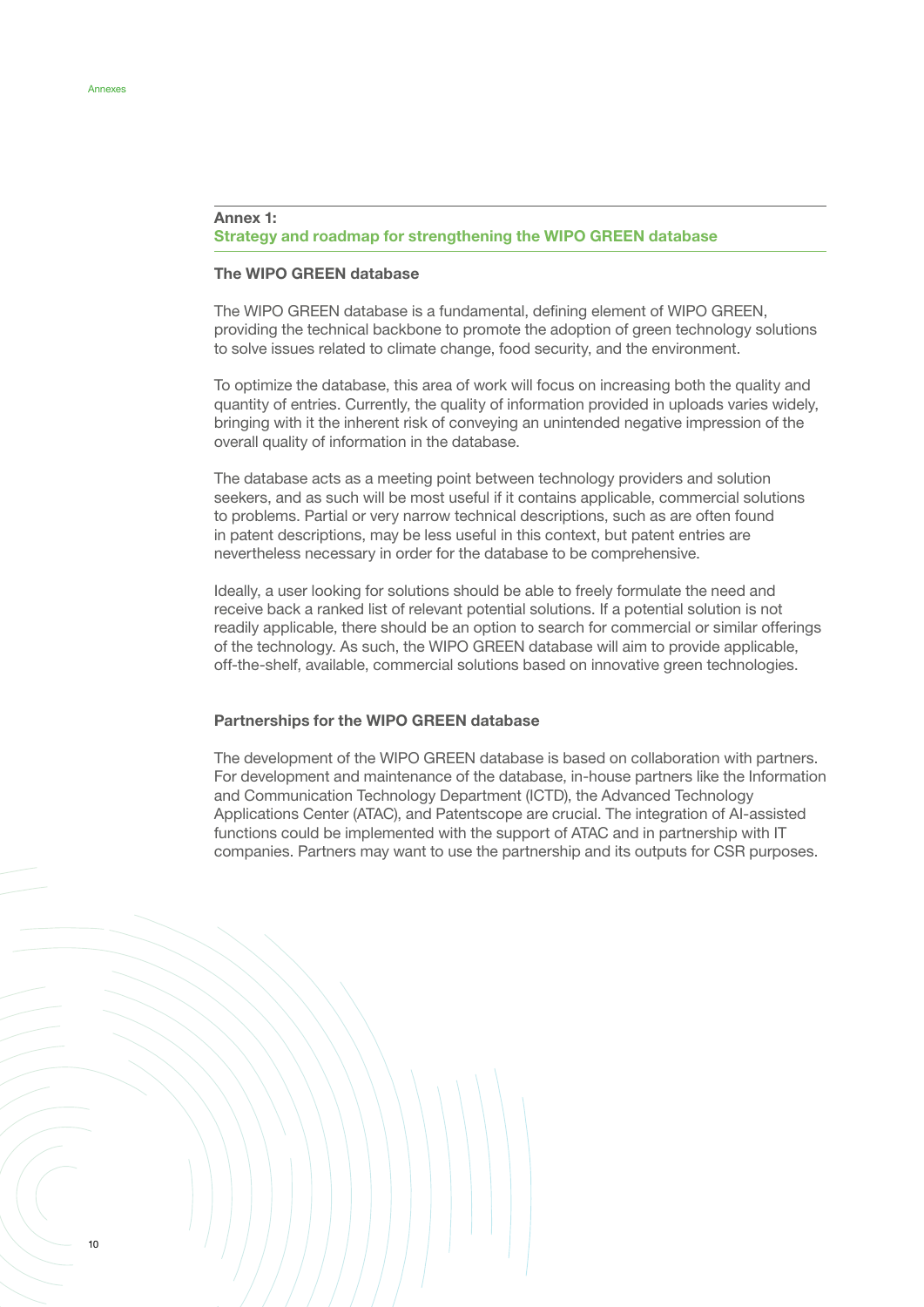## Annex 1:
## Strategy and roadmap for strengthening the WIPO GREEN database

### The WIPO GREEN database

The WIPO GREEN database is a fundamental, defining element of WIPO GREEN, providing the technical backbone to promote the adoption of green technology solutions to solve issues related to climate change, food security, and the environment.

To optimize the database, this area of work will focus on increasing both the quality and quantity of entries. Currently, the quality of information provided in uploads varies widely, bringing with it the inherent risk of conveying an unintended negative impression of the overall quality of information in the database.

The database acts as a meeting point between technology providers and solution seekers, and as such will be most useful if it contains applicable, commercial solutions to problems. Partial or very narrow technical descriptions, such as are often found in patent descriptions, may be less useful in this context, but patent entries are nevertheless necessary in order for the database to be comprehensive.

Ideally, a user looking for solutions should be able to freely formulate the need and receive back a ranked list of relevant potential solutions. If a potential solution is not readily applicable, there should be an option to search for commercial or similar offerings of the technology. As such, the WIPO GREEN database will aim to provide applicable, off-the-shelf, available, commercial solutions based on innovative green technologies.

### Partnerships for the WIPO GREEN database

The development of the WIPO GREEN database is based on collaboration with partners. For development and maintenance of the database, in-house partners like the Information and Communication Technology Department (ICTD), the Advanced Technology Applications Center (ATAC), and Patentscope are crucial. The integration of AI-assisted functions could be implemented with the support of ATAC and in partnership with IT companies. Partners may want to use the partnership and its outputs for CSR purposes.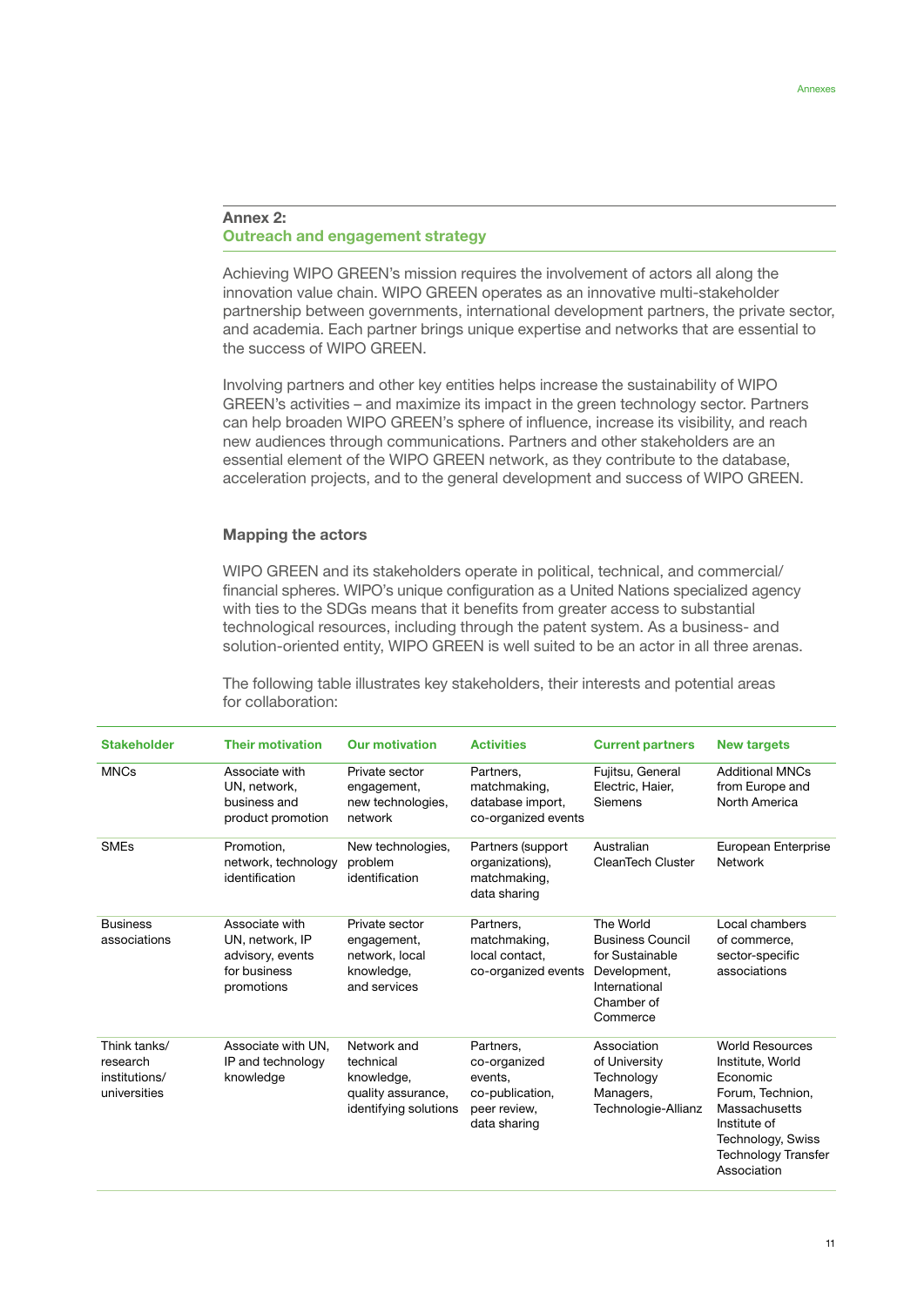## Annex 2: Outreach and engagement strategy

Achieving WIPO GREEN's mission requires the involvement of actors all along the innovation value chain. WIPO GREEN operates as an innovative multi-stakeholder partnership between governments, international development partners, the private sector, and academia. Each partner brings unique expertise and networks that are essential to the success of WIPO GREEN.

Involving partners and other key entities helps increase the sustainability of WIPO GREEN's activities – and maximize its impact in the green technology sector. Partners can help broaden WIPO GREEN's sphere of influence, increase its visibility, and reach new audiences through communications. Partners and other stakeholders are an essential element of the WIPO GREEN network, as they contribute to the database, acceleration projects, and to the general development and success of WIPO GREEN.

### Mapping the actors

WIPO GREEN and its stakeholders operate in political, technical, and commercial/financial spheres. WIPO's unique configuration as a United Nations specialized agency with ties to the SDGs means that it benefits from greater access to substantial technological resources, including through the patent system. As a business- and solution-oriented entity, WIPO GREEN is well suited to be an actor in all three arenas.

The following table illustrates key stakeholders, their interests and potential areas for collaboration:

| Stakeholder | Their motivation | Our motivation | Activities | Current partners | New targets |
|---|---|---|---|---|---|
| MNCs | Associate with UN, network, business and product promotion | Private sector engagement, new technologies, network | Partners, matchmaking, database import, co-organized events | Fujitsu, General Electric, Haier, Siemens | Additional MNCs from Europe and North America |
| SMEs | Promotion, network, technology identification | New technologies, problem identification | Partners (support organizations), matchmaking, data sharing | Australian CleanTech Cluster | European Enterprise Network |
| Business associations | Associate with UN, network, IP advisory, events for business promotions | Private sector engagement, network, local knowledge, and services | Partners, matchmaking, local contact, co-organized events | The World Business Council for Sustainable Development, International Chamber of Commerce | Local chambers of commerce, sector-specific associations |
| Think tanks/ research institutions/ universities | Associate with UN, IP and technology knowledge | Network and technical knowledge, quality assurance, identifying solutions | Partners, co-organized events, co-publication, peer review, data sharing | Association of University Technology Managers, Technologie-Allianz | World Resources Institute, World Economic Forum, Technion, Massachusetts Institute of Technology, Swiss Technology Transfer Association |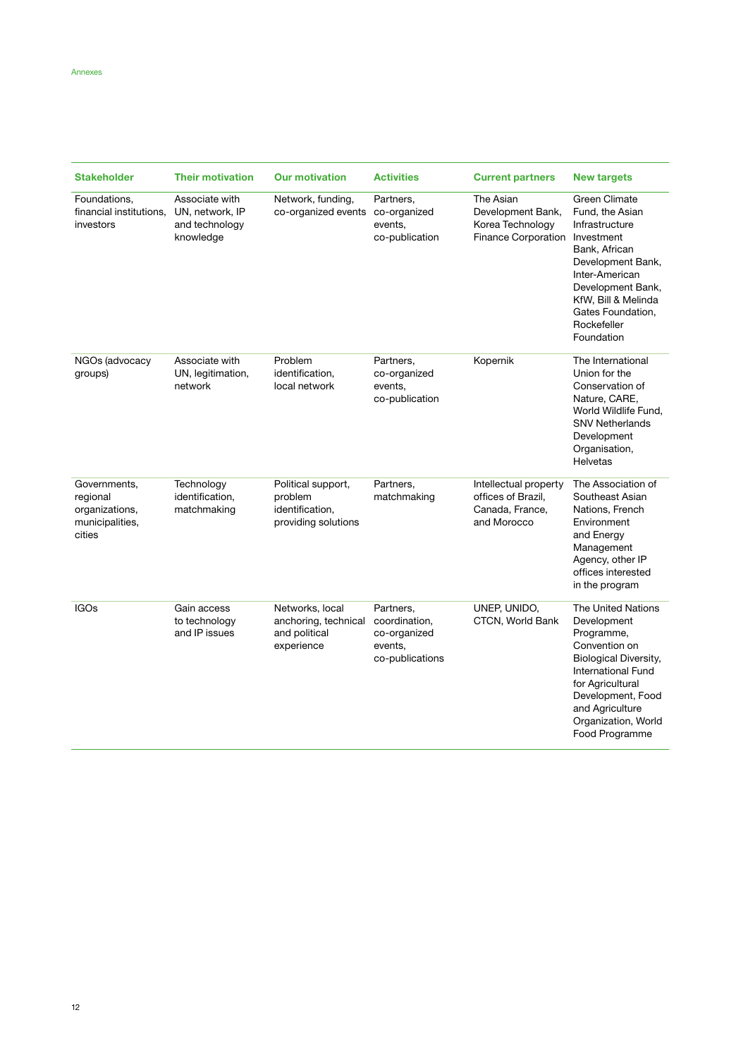| Stakeholder | Their motivation | Our motivation | Activities | Current partners | New targets |
|---|---|---|---|---|---|
| Foundations, financial institutions, investors | Associate with UN, network, IP and technology knowledge | Network, funding, co-organized events | Partners, co-organized events, co-publication | The Asian Development Bank, Korea Technology Finance Corporation | Green Climate Fund, the Asian Infrastructure Investment Bank, African Development Bank, Inter-American Development Bank, KfW, Bill & Melinda Gates Foundation, Rockefeller Foundation |
| NGOs (advocacy groups) | Associate with UN, legitimation, network | Problem identification, local network | Partners, co-organized events, co-publication | Kopernik | The International Union for the Conservation of Nature, CARE, World Wildlife Fund, SNV Netherlands Development Organisation, Helvetas |
| Governments, regional organizations, municipalities, cities | Technology identification, matchmaking | Political support, problem identification, providing solutions | Partners, matchmaking | Intellectual property offices of Brazil, Canada, France, and Morocco | The Association of Southeast Asian Nations, French Environment and Energy Management Agency, other IP offices interested in the program |
| IGOs | Gain access to technology and IP issues | Networks, local anchoring, technical and political experience | Partners, coordination, co-organized events, co-publications | UNEP, UNIDO, CTCN, World Bank | The United Nations Development Programme, Convention on Biological Diversity, International Fund for Agricultural Development, Food and Agriculture Organization, World Food Programme |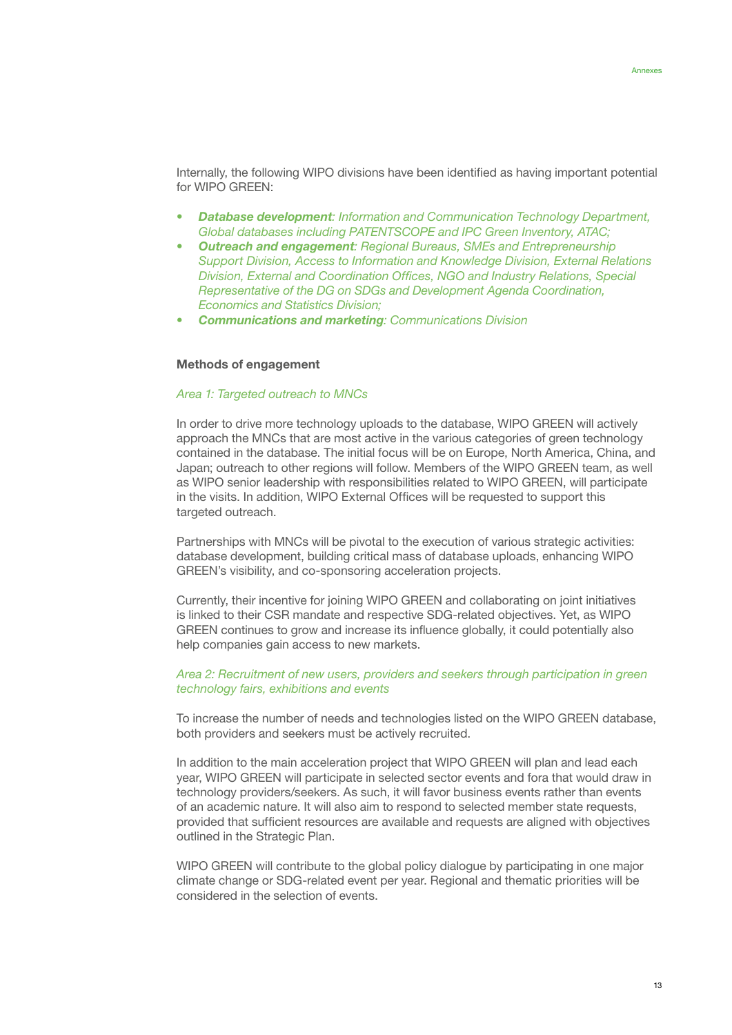Internally, the following WIPO divisions have been identified as having important potential for WIPO GREEN:

- ***Database development**: Information and Communication Technology Department, Global databases including PATENTSCOPE and IPC Green Inventory, ATAC;*
- ***Outreach and engagement**: Regional Bureaus, SMEs and Entrepreneurship Support Division, Access to Information and Knowledge Division, External Relations Division, External and Coordination Offices, NGO and Industry Relations, Special Representative of the DG on SDGs and Development Agenda Coordination, Economics and Statistics Division;*
- ***Communications and marketing**: Communications Division*

**Methods of engagement**

*Area 1: Targeted outreach to MNCs*

In order to drive more technology uploads to the database, WIPO GREEN will actively approach the MNCs that are most active in the various categories of green technology contained in the database. The initial focus will be on Europe, North America, China, and Japan; outreach to other regions will follow. Members of the WIPO GREEN team, as well as WIPO senior leadership with responsibilities related to WIPO GREEN, will participate in the visits. In addition, WIPO External Offices will be requested to support this targeted outreach.

Partnerships with MNCs will be pivotal to the execution of various strategic activities: database development, building critical mass of database uploads, enhancing WIPO GREEN's visibility, and co-sponsoring acceleration projects.

Currently, their incentive for joining WIPO GREEN and collaborating on joint initiatives is linked to their CSR mandate and respective SDG-related objectives. Yet, as WIPO GREEN continues to grow and increase its influence globally, it could potentially also help companies gain access to new markets.

*Area 2: Recruitment of new users, providers and seekers through participation in green technology fairs, exhibitions and events*

To increase the number of needs and technologies listed on the WIPO GREEN database, both providers and seekers must be actively recruited.

In addition to the main acceleration project that WIPO GREEN will plan and lead each year, WIPO GREEN will participate in selected sector events and fora that would draw in technology providers/seekers. As such, it will favor business events rather than events of an academic nature. It will also aim to respond to selected member state requests, provided that sufficient resources are available and requests are aligned with objectives outlined in the Strategic Plan.

WIPO GREEN will contribute to the global policy dialogue by participating in one major climate change or SDG-related event per year. Regional and thematic priorities will be considered in the selection of events.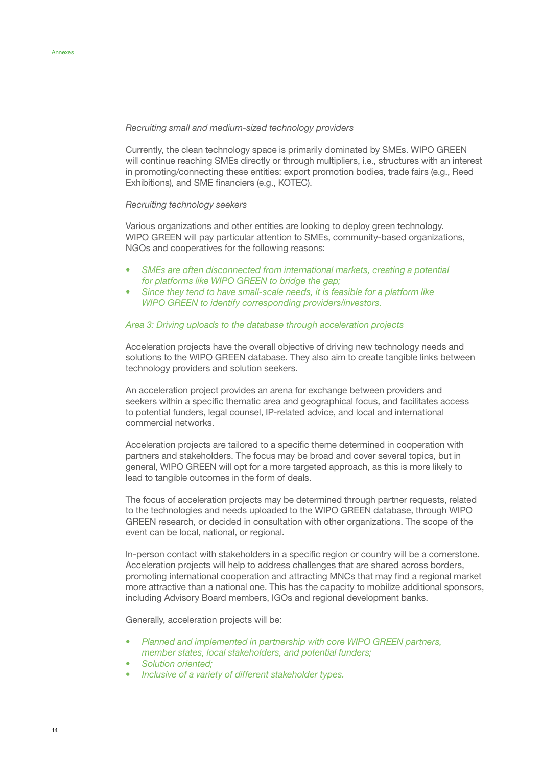*Recruiting small and medium-sized technology providers*

Currently, the clean technology space is primarily dominated by SMEs. WIPO GREEN will continue reaching SMEs directly or through multipliers, i.e., structures with an interest in promoting/connecting these entities: export promotion bodies, trade fairs (e.g., Reed Exhibitions), and SME financiers (e.g., KOTEC).

*Recruiting technology seekers*

Various organizations and other entities are looking to deploy green technology. WIPO GREEN will pay particular attention to SMEs, community-based organizations, NGOs and cooperatives for the following reasons:

- *SMEs are often disconnected from international markets, creating a potential for platforms like WIPO GREEN to bridge the gap;*
- *Since they tend to have small-scale needs, it is feasible for a platform like WIPO GREEN to identify corresponding providers/investors.*

*Area 3: Driving uploads to the database through acceleration projects*

Acceleration projects have the overall objective of driving new technology needs and solutions to the WIPO GREEN database. They also aim to create tangible links between technology providers and solution seekers.

An acceleration project provides an arena for exchange between providers and seekers within a specific thematic area and geographical focus, and facilitates access to potential funders, legal counsel, IP-related advice, and local and international commercial networks.

Acceleration projects are tailored to a specific theme determined in cooperation with partners and stakeholders. The focus may be broad and cover several topics, but in general, WIPO GREEN will opt for a more targeted approach, as this is more likely to lead to tangible outcomes in the form of deals.

The focus of acceleration projects may be determined through partner requests, related to the technologies and needs uploaded to the WIPO GREEN database, through WIPO GREEN research, or decided in consultation with other organizations. The scope of the event can be local, national, or regional.

In-person contact with stakeholders in a specific region or country will be a cornerstone. Acceleration projects will help to address challenges that are shared across borders, promoting international cooperation and attracting MNCs that may find a regional market more attractive than a national one. This has the capacity to mobilize additional sponsors, including Advisory Board members, IGOs and regional development banks.

Generally, acceleration projects will be:

- *Planned and implemented in partnership with core WIPO GREEN partners, member states, local stakeholders, and potential funders;*
- *Solution oriented;*
- *Inclusive of a variety of different stakeholder types.*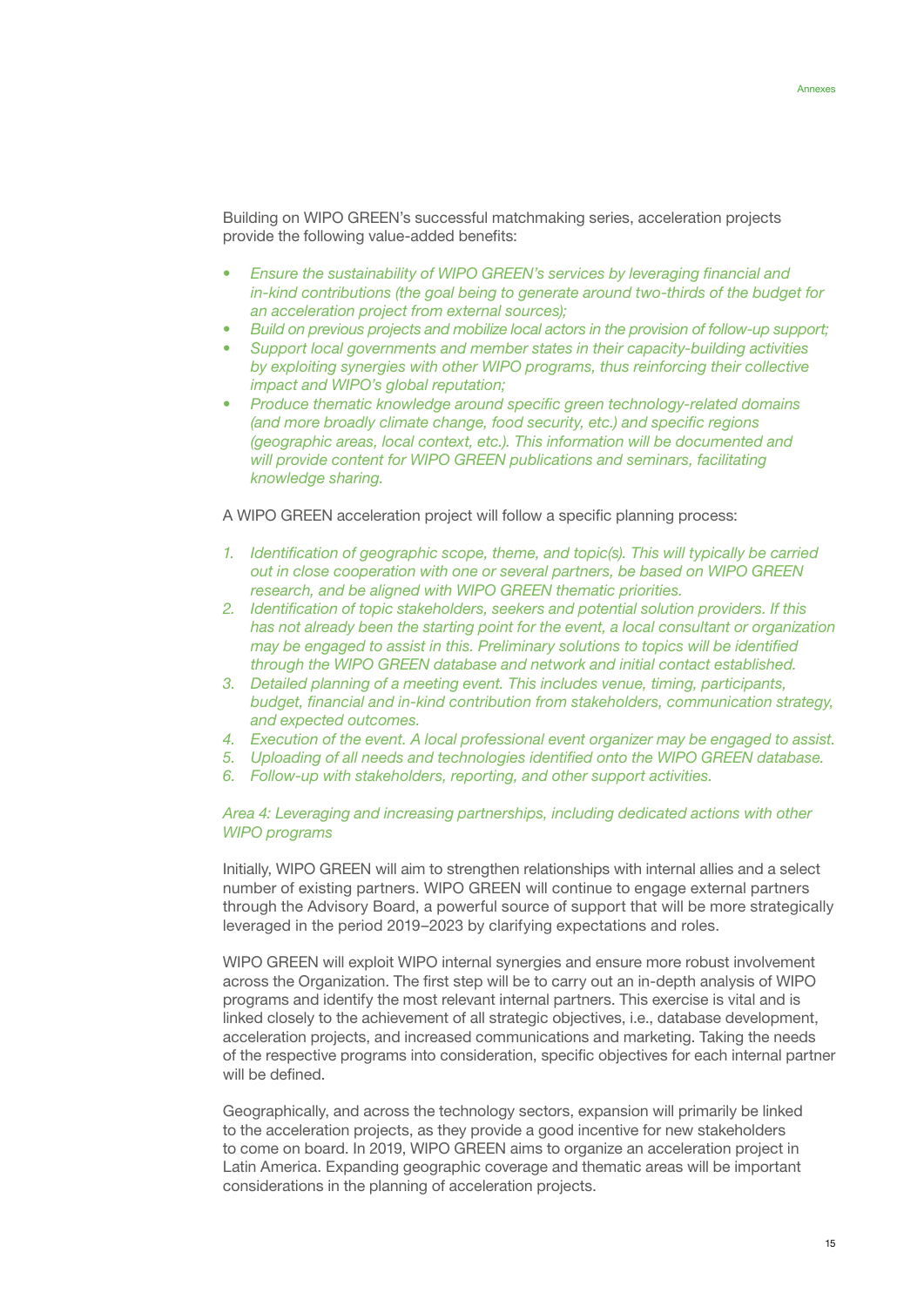Building on WIPO GREEN's successful matchmaking series, acceleration projects provide the following value-added benefits:

- *Ensure the sustainability of WIPO GREEN's services by leveraging financial and in-kind contributions (the goal being to generate around two-thirds of the budget for an acceleration project from external sources);*
- *Build on previous projects and mobilize local actors in the provision of follow-up support;*
- *Support local governments and member states in their capacity-building activities by exploiting synergies with other WIPO programs, thus reinforcing their collective impact and WIPO's global reputation;*
- *Produce thematic knowledge around specific green technology-related domains (and more broadly climate change, food security, etc.) and specific regions (geographic areas, local context, etc.). This information will be documented and will provide content for WIPO GREEN publications and seminars, facilitating knowledge sharing.*

A WIPO GREEN acceleration project will follow a specific planning process:

1. *Identification of geographic scope, theme, and topic(s). This will typically be carried out in close cooperation with one or several partners, be based on WIPO GREEN research, and be aligned with WIPO GREEN thematic priorities.*
2. *Identification of topic stakeholders, seekers and potential solution providers. If this has not already been the starting point for the event, a local consultant or organization may be engaged to assist in this. Preliminary solutions to topics will be identified through the WIPO GREEN database and network and initial contact established.*
3. *Detailed planning of a meeting event. This includes venue, timing, participants, budget, financial and in-kind contribution from stakeholders, communication strategy, and expected outcomes.*
4. *Execution of the event. A local professional event organizer may be engaged to assist.*
5. *Uploading of all needs and technologies identified onto the WIPO GREEN database.*
6. *Follow-up with stakeholders, reporting, and other support activities.*

*Area 4: Leveraging and increasing partnerships, including dedicated actions with other WIPO programs*

Initially, WIPO GREEN will aim to strengthen relationships with internal allies and a select number of existing partners. WIPO GREEN will continue to engage external partners through the Advisory Board, a powerful source of support that will be more strategically leveraged in the period 2019–2023 by clarifying expectations and roles.

WIPO GREEN will exploit WIPO internal synergies and ensure more robust involvement across the Organization. The first step will be to carry out an in-depth analysis of WIPO programs and identify the most relevant internal partners. This exercise is vital and is linked closely to the achievement of all strategic objectives, i.e., database development, acceleration projects, and increased communications and marketing. Taking the needs of the respective programs into consideration, specific objectives for each internal partner will be defined.

Geographically, and across the technology sectors, expansion will primarily be linked to the acceleration projects, as they provide a good incentive for new stakeholders to come on board. In 2019, WIPO GREEN aims to organize an acceleration project in Latin America. Expanding geographic coverage and thematic areas will be important considerations in the planning of acceleration projects.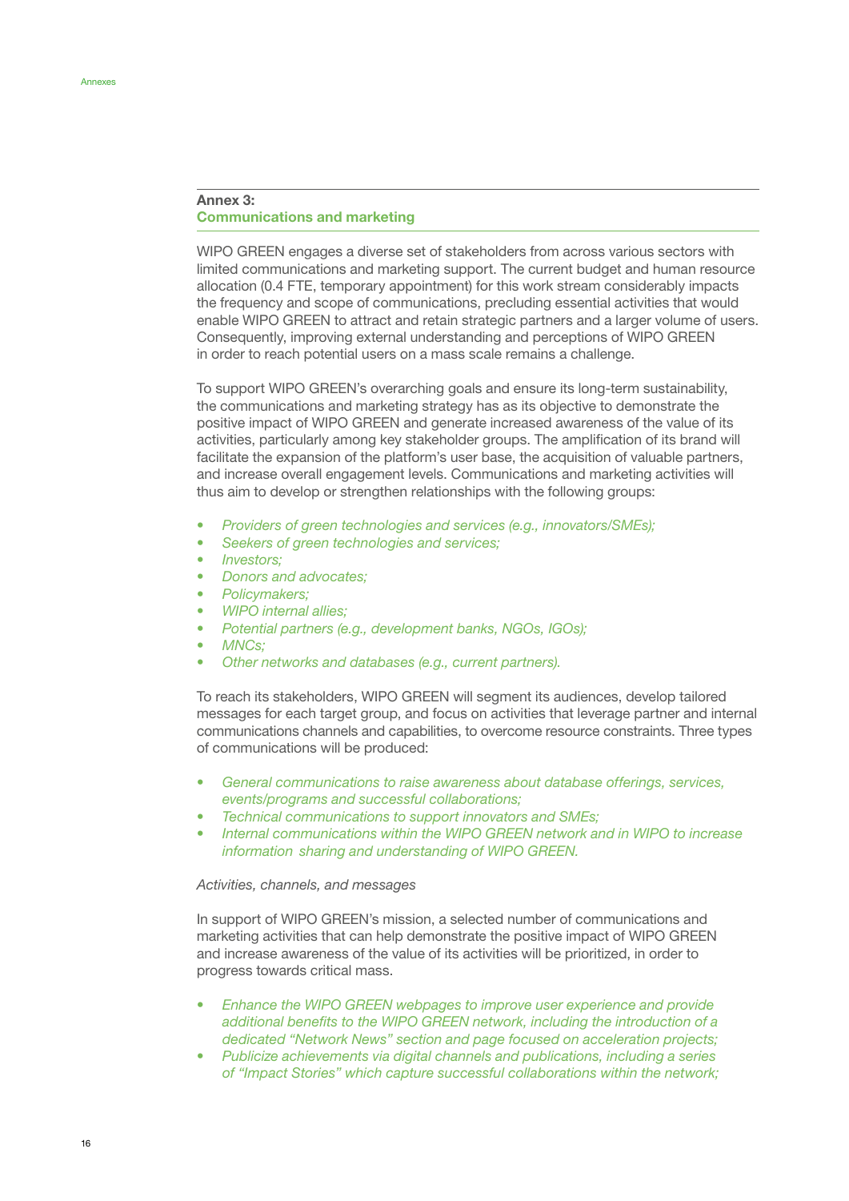## Annex 3: Communications and marketing

WIPO GREEN engages a diverse set of stakeholders from across various sectors with limited communications and marketing support. The current budget and human resource allocation (0.4 FTE, temporary appointment) for this work stream considerably impacts the frequency and scope of communications, precluding essential activities that would enable WIPO GREEN to attract and retain strategic partners and a larger volume of users. Consequently, improving external understanding and perceptions of WIPO GREEN in order to reach potential users on a mass scale remains a challenge.

To support WIPO GREEN's overarching goals and ensure its long-term sustainability, the communications and marketing strategy has as its objective to demonstrate the positive impact of WIPO GREEN and generate increased awareness of the value of its activities, particularly among key stakeholder groups. The amplification of its brand will facilitate the expansion of the platform's user base, the acquisition of valuable partners, and increase overall engagement levels. Communications and marketing activities will thus aim to develop or strengthen relationships with the following groups:

- *Providers of green technologies and services (e.g., innovators/SMEs);*
- *Seekers of green technologies and services;*
- *Investors;*
- *Donors and advocates;*
- *Policymakers;*
- *WIPO internal allies;*
- *Potential partners (e.g., development banks, NGOs, IGOs);*
- *MNCs;*
- *Other networks and databases (e.g., current partners).*

To reach its stakeholders, WIPO GREEN will segment its audiences, develop tailored messages for each target group, and focus on activities that leverage partner and internal communications channels and capabilities, to overcome resource constraints. Three types of communications will be produced:

- *General communications to raise awareness about database offerings, services, events/programs and successful collaborations;*
- *Technical communications to support innovators and SMEs;*
- *Internal communications within the WIPO GREEN network and in WIPO to increase information sharing and understanding of WIPO GREEN.*

*Activities, channels, and messages*

In support of WIPO GREEN's mission, a selected number of communications and marketing activities that can help demonstrate the positive impact of WIPO GREEN and increase awareness of the value of its activities will be prioritized, in order to progress towards critical mass.

- *Enhance the WIPO GREEN webpages to improve user experience and provide additional benefits to the WIPO GREEN network, including the introduction of a dedicated "Network News" section and page focused on acceleration projects;*
- *Publicize achievements via digital channels and publications, including a series of "Impact Stories" which capture successful collaborations within the network;*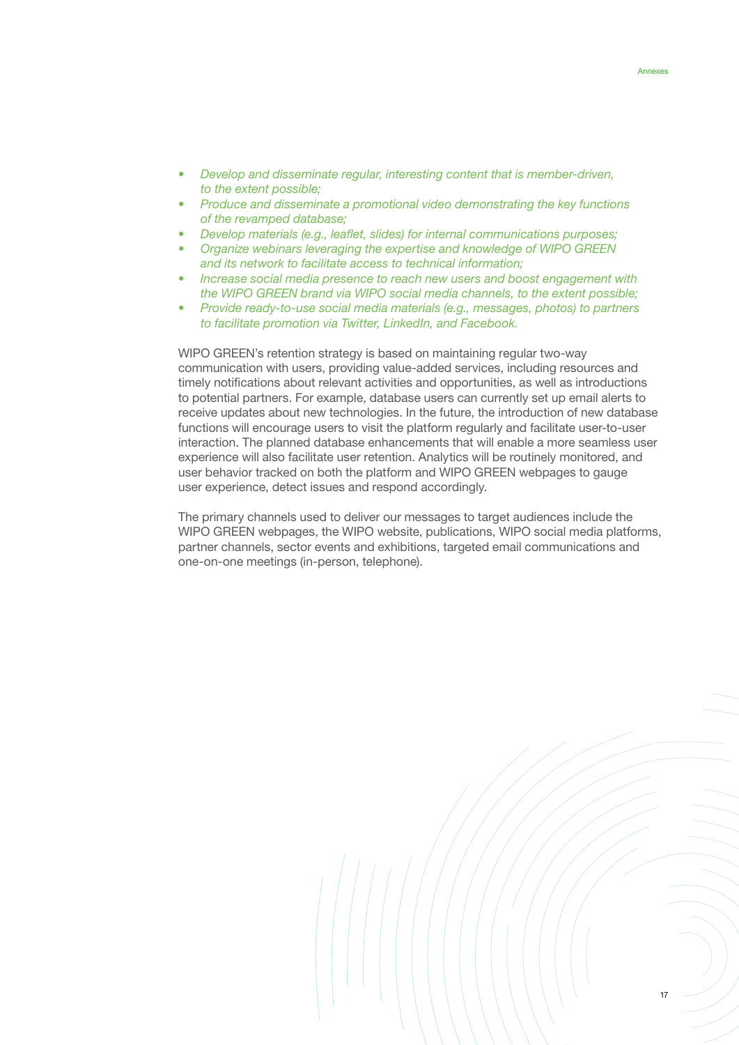- *Develop and disseminate regular, interesting content that is member-driven, to the extent possible;*
- *Produce and disseminate a promotional video demonstrating the key functions of the revamped database;*
- *Develop materials (e.g., leaflet, slides) for internal communications purposes;*
- *Organize webinars leveraging the expertise and knowledge of WIPO GREEN and its network to facilitate access to technical information;*
- *Increase social media presence to reach new users and boost engagement with the WIPO GREEN brand via WIPO social media channels, to the extent possible;*
- *Provide ready-to-use social media materials (e.g., messages, photos) to partners to facilitate promotion via Twitter, LinkedIn, and Facebook.*

WIPO GREEN's retention strategy is based on maintaining regular two-way communication with users, providing value-added services, including resources and timely notifications about relevant activities and opportunities, as well as introductions to potential partners. For example, database users can currently set up email alerts to receive updates about new technologies. In the future, the introduction of new database functions will encourage users to visit the platform regularly and facilitate user-to-user interaction. The planned database enhancements that will enable a more seamless user experience will also facilitate user retention. Analytics will be routinely monitored, and user behavior tracked on both the platform and WIPO GREEN webpages to gauge user experience, detect issues and respond accordingly.

The primary channels used to deliver our messages to target audiences include the WIPO GREEN webpages, the WIPO website, publications, WIPO social media platforms, partner channels, sector events and exhibitions, targeted email communications and one-on-one meetings (in-person, telephone).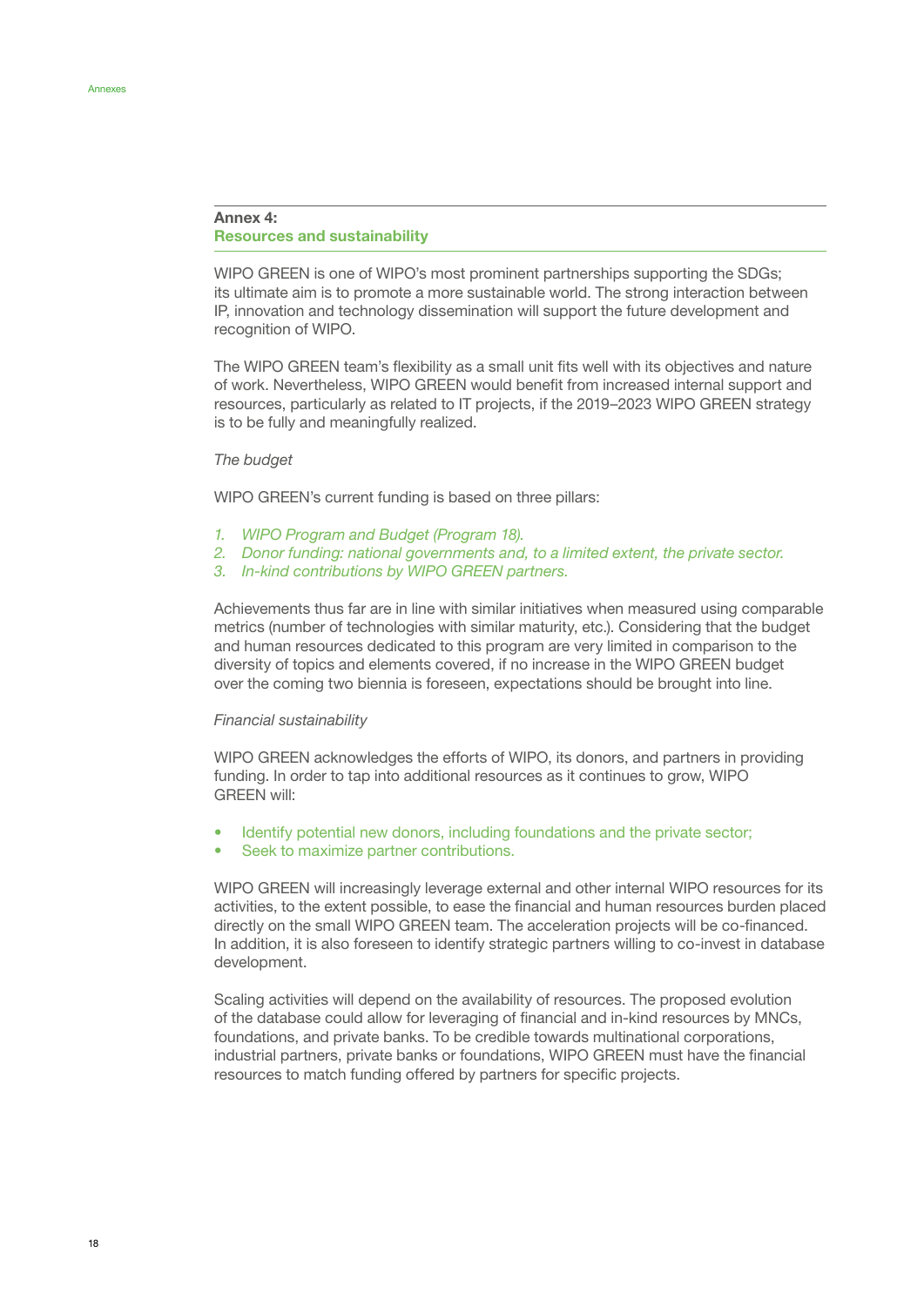## Annex 4: Resources and sustainability

WIPO GREEN is one of WIPO's most prominent partnerships supporting the SDGs; its ultimate aim is to promote a more sustainable world. The strong interaction between IP, innovation and technology dissemination will support the future development and recognition of WIPO.

The WIPO GREEN team's flexibility as a small unit fits well with its objectives and nature of work. Nevertheless, WIPO GREEN would benefit from increased internal support and resources, particularly as related to IT projects, if the 2019–2023 WIPO GREEN strategy is to be fully and meaningfully realized.

*The budget*

WIPO GREEN's current funding is based on three pillars:

1. *WIPO Program and Budget (Program 18).*
2. *Donor funding: national governments and, to a limited extent, the private sector.*
3. *In-kind contributions by WIPO GREEN partners.*

Achievements thus far are in line with similar initiatives when measured using comparable metrics (number of technologies with similar maturity, etc.). Considering that the budget and human resources dedicated to this program are very limited in comparison to the diversity of topics and elements covered, if no increase in the WIPO GREEN budget over the coming two biennia is foreseen, expectations should be brought into line.

*Financial sustainability*

WIPO GREEN acknowledges the efforts of WIPO, its donors, and partners in providing funding. In order to tap into additional resources as it continues to grow, WIPO GREEN will:

- Identify potential new donors, including foundations and the private sector;
- Seek to maximize partner contributions.

WIPO GREEN will increasingly leverage external and other internal WIPO resources for its activities, to the extent possible, to ease the financial and human resources burden placed directly on the small WIPO GREEN team. The acceleration projects will be co-financed. In addition, it is also foreseen to identify strategic partners willing to co-invest in database development.

Scaling activities will depend on the availability of resources. The proposed evolution of the database could allow for leveraging of financial and in-kind resources by MNCs, foundations, and private banks. To be credible towards multinational corporations, industrial partners, private banks or foundations, WIPO GREEN must have the financial resources to match funding offered by partners for specific projects.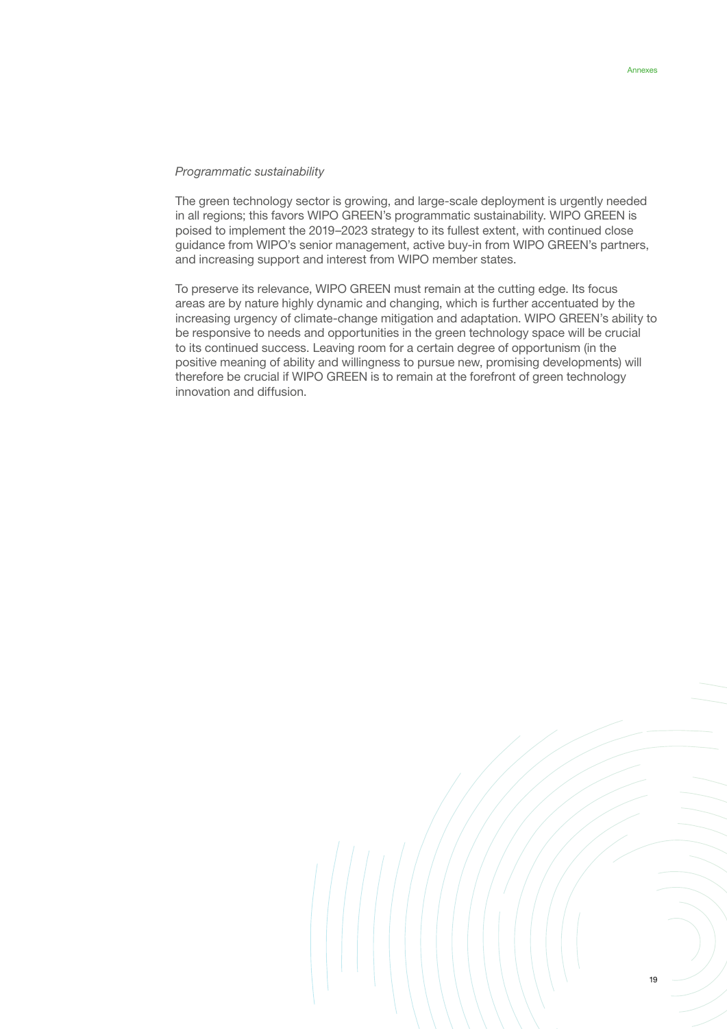*Programmatic sustainability*

The green technology sector is growing, and large-scale deployment is urgently needed in all regions; this favors WIPO GREEN's programmatic sustainability. WIPO GREEN is poised to implement the 2019–2023 strategy to its fullest extent, with continued close guidance from WIPO's senior management, active buy-in from WIPO GREEN's partners, and increasing support and interest from WIPO member states.

To preserve its relevance, WIPO GREEN must remain at the cutting edge. Its focus areas are by nature highly dynamic and changing, which is further accentuated by the increasing urgency of climate-change mitigation and adaptation. WIPO GREEN's ability to be responsive to needs and opportunities in the green technology space will be crucial to its continued success. Leaving room for a certain degree of opportunism (in the positive meaning of ability and willingness to pursue new, promising developments) will therefore be crucial if WIPO GREEN is to remain at the forefront of green technology innovation and diffusion.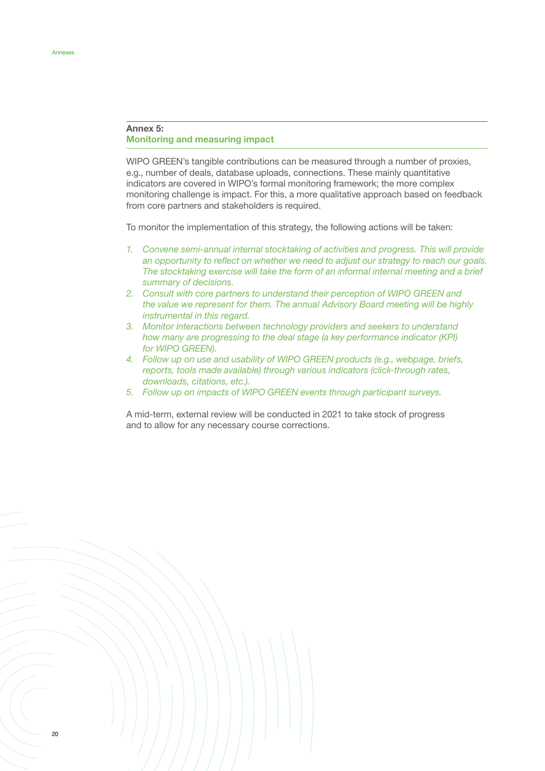## Annex 5: Monitoring and measuring impact

WIPO GREEN's tangible contributions can be measured through a number of proxies, e.g., number of deals, database uploads, connections. These mainly quantitative indicators are covered in WIPO's formal monitoring framework; the more complex monitoring challenge is impact. For this, a more qualitative approach based on feedback from core partners and stakeholders is required.

To monitor the implementation of this strategy, the following actions will be taken:

1. *Convene semi-annual internal stocktaking of activities and progress. This will provide an opportunity to reflect on whether we need to adjust our strategy to reach our goals. The stocktaking exercise will take the form of an informal internal meeting and a brief summary of decisions.*
2. *Consult with core partners to understand their perception of WIPO GREEN and the value we represent for them. The annual Advisory Board meeting will be highly instrumental in this regard.*
3. *Monitor interactions between technology providers and seekers to understand how many are progressing to the deal stage (a key performance indicator (KPI) for WIPO GREEN).*
4. *Follow up on use and usability of WIPO GREEN products (e.g., webpage, briefs, reports, tools made available) through various indicators (click-through rates, downloads, citations, etc.).*
5. *Follow up on impacts of WIPO GREEN events through participant surveys.*

A mid-term, external review will be conducted in 2021 to take stock of progress and to allow for any necessary course corrections.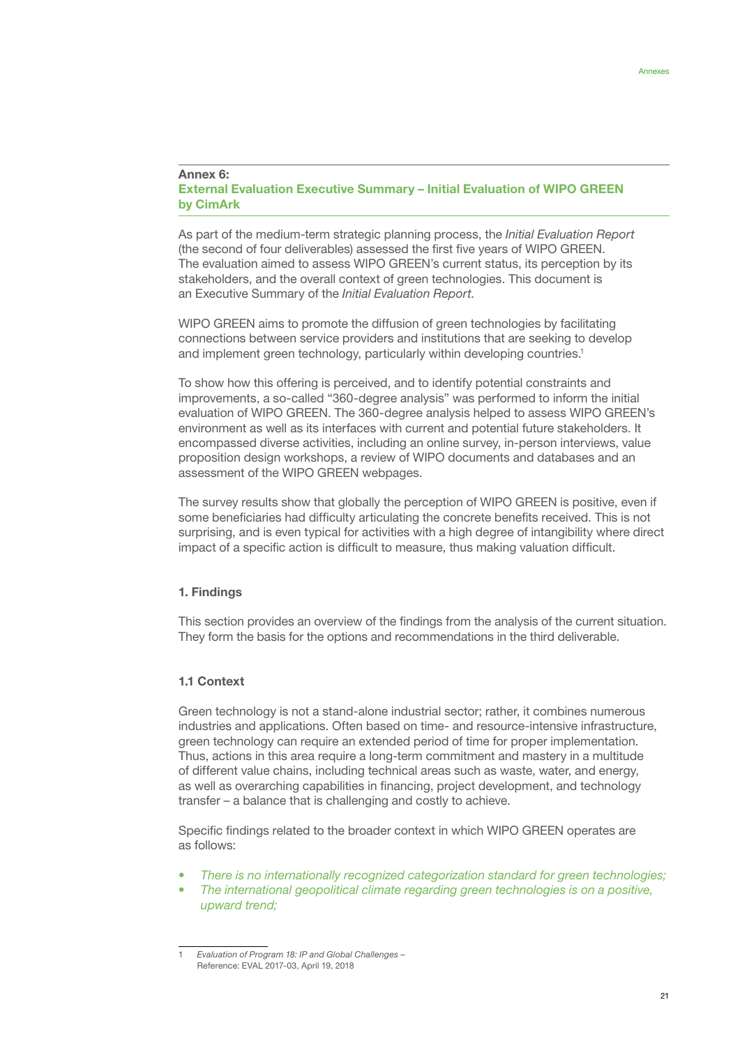## Annex 6: External Evaluation Executive Summary – Initial Evaluation of WIPO GREEN by CimArk

As part of the medium-term strategic planning process, the *Initial Evaluation Report* (the second of four deliverables) assessed the first five years of WIPO GREEN. The evaluation aimed to assess WIPO GREEN's current status, its perception by its stakeholders, and the overall context of green technologies. This document is an Executive Summary of the *Initial Evaluation Report*.

WIPO GREEN aims to promote the diffusion of green technologies by facilitating connections between service providers and institutions that are seeking to develop and implement green technology, particularly within developing countries.[1]

To show how this offering is perceived, and to identify potential constraints and improvements, a so-called "360-degree analysis" was performed to inform the initial evaluation of WIPO GREEN. The 360-degree analysis helped to assess WIPO GREEN's environment as well as its interfaces with current and potential future stakeholders. It encompassed diverse activities, including an online survey, in-person interviews, value proposition design workshops, a review of WIPO documents and databases and an assessment of the WIPO GREEN webpages.

The survey results show that globally the perception of WIPO GREEN is positive, even if some beneficiaries had difficulty articulating the concrete benefits received. This is not surprising, and is even typical for activities with a high degree of intangibility where direct impact of a specific action is difficult to measure, thus making valuation difficult.

### 1. Findings

This section provides an overview of the findings from the analysis of the current situation. They form the basis for the options and recommendations in the third deliverable.

#### 1.1 Context

Green technology is not a stand-alone industrial sector; rather, it combines numerous industries and applications. Often based on time- and resource-intensive infrastructure, green technology can require an extended period of time for proper implementation. Thus, actions in this area require a long-term commitment and mastery in a multitude of different value chains, including technical areas such as waste, water, and energy, as well as overarching capabilities in financing, project development, and technology transfer – a balance that is challenging and costly to achieve.

Specific findings related to the broader context in which WIPO GREEN operates are as follows:

- *There is no internationally recognized categorization standard for green technologies;*
- *The international geopolitical climate regarding green technologies is on a positive, upward trend;*

---

1 *Evaluation of Program 18: IP and Global Challenges* – Reference: EVAL 2017-03, April 19, 2018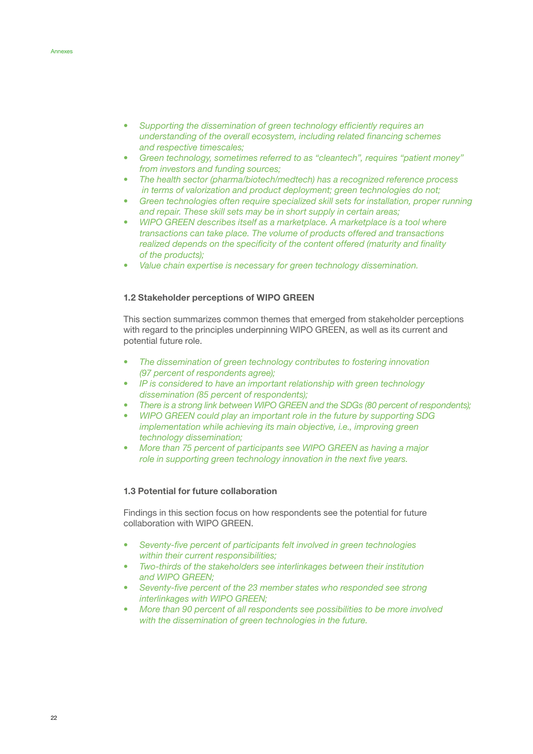- *Supporting the dissemination of green technology efficiently requires an understanding of the overall ecosystem, including related financing schemes and respective timescales;*
- *Green technology, sometimes referred to as "cleantech", requires "patient money" from investors and funding sources;*
- *The health sector (pharma/biotech/medtech) has a recognized reference process in terms of valorization and product deployment; green technologies do not;*
- *Green technologies often require specialized skill sets for installation, proper running and repair. These skill sets may be in short supply in certain areas;*
- *WIPO GREEN describes itself as a marketplace. A marketplace is a tool where transactions can take place. The volume of products offered and transactions realized depends on the specificity of the content offered (maturity and finality of the products);*
- *Value chain expertise is necessary for green technology dissemination.*

### 1.2 Stakeholder perceptions of WIPO GREEN

This section summarizes common themes that emerged from stakeholder perceptions with regard to the principles underpinning WIPO GREEN, as well as its current and potential future role.

- *The dissemination of green technology contributes to fostering innovation (97 percent of respondents agree);*
- *IP is considered to have an important relationship with green technology dissemination (85 percent of respondents);*
- *There is a strong link between WIPO GREEN and the SDGs (80 percent of respondents);*
- *WIPO GREEN could play an important role in the future by supporting SDG implementation while achieving its main objective, i.e., improving green technology dissemination;*
- *More than 75 percent of participants see WIPO GREEN as having a major role in supporting green technology innovation in the next five years.*

### 1.3 Potential for future collaboration

Findings in this section focus on how respondents see the potential for future collaboration with WIPO GREEN.

- *Seventy-five percent of participants felt involved in green technologies within their current responsibilities;*
- *Two-thirds of the stakeholders see interlinkages between their institution and WIPO GREEN;*
- *Seventy-five percent of the 23 member states who responded see strong interlinkages with WIPO GREEN;*
- *More than 90 percent of all respondents see possibilities to be more involved with the dissemination of green technologies in the future.*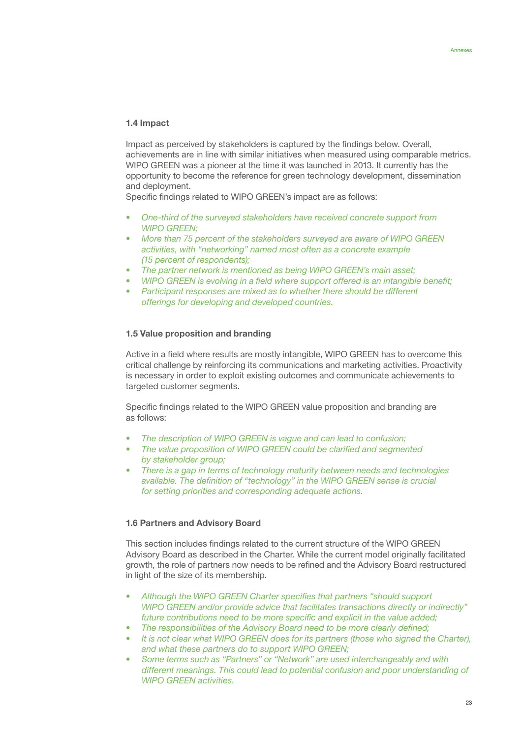### 1.4 Impact

Impact as perceived by stakeholders is captured by the findings below. Overall, achievements are in line with similar initiatives when measured using comparable metrics. WIPO GREEN was a pioneer at the time it was launched in 2013. It currently has the opportunity to become the reference for green technology development, dissemination and deployment.
Specific findings related to WIPO GREEN's impact are as follows:

- *One-third of the surveyed stakeholders have received concrete support from WIPO GREEN;*
- *More than 75 percent of the stakeholders surveyed are aware of WIPO GREEN activities, with "networking" named most often as a concrete example (15 percent of respondents);*
- *The partner network is mentioned as being WIPO GREEN's main asset;*
- *WIPO GREEN is evolving in a field where support offered is an intangible benefit;*
- *Participant responses are mixed as to whether there should be different offerings for developing and developed countries.*

### 1.5 Value proposition and branding

Active in a field where results are mostly intangible, WIPO GREEN has to overcome this critical challenge by reinforcing its communications and marketing activities. Proactivity is necessary in order to exploit existing outcomes and communicate achievements to targeted customer segments.

Specific findings related to the WIPO GREEN value proposition and branding are as follows:

- *The description of WIPO GREEN is vague and can lead to confusion;*
- *The value proposition of WIPO GREEN could be clarified and segmented by stakeholder group;*
- *There is a gap in terms of technology maturity between needs and technologies available. The definition of "technology" in the WIPO GREEN sense is crucial for setting priorities and corresponding adequate actions.*

### 1.6 Partners and Advisory Board

This section includes findings related to the current structure of the WIPO GREEN Advisory Board as described in the Charter. While the current model originally facilitated growth, the role of partners now needs to be refined and the Advisory Board restructured in light of the size of its membership.

- *Although the WIPO GREEN Charter specifies that partners "should support WIPO GREEN and/or provide advice that facilitates transactions directly or indirectly" future contributions need to be more specific and explicit in the value added;*
- *The responsibilities of the Advisory Board need to be more clearly defined;*
- *It is not clear what WIPO GREEN does for its partners (those who signed the Charter), and what these partners do to support WIPO GREEN;*
- *Some terms such as "Partners" or "Network" are used interchangeably and with different meanings. This could lead to potential confusion and poor understanding of WIPO GREEN activities.*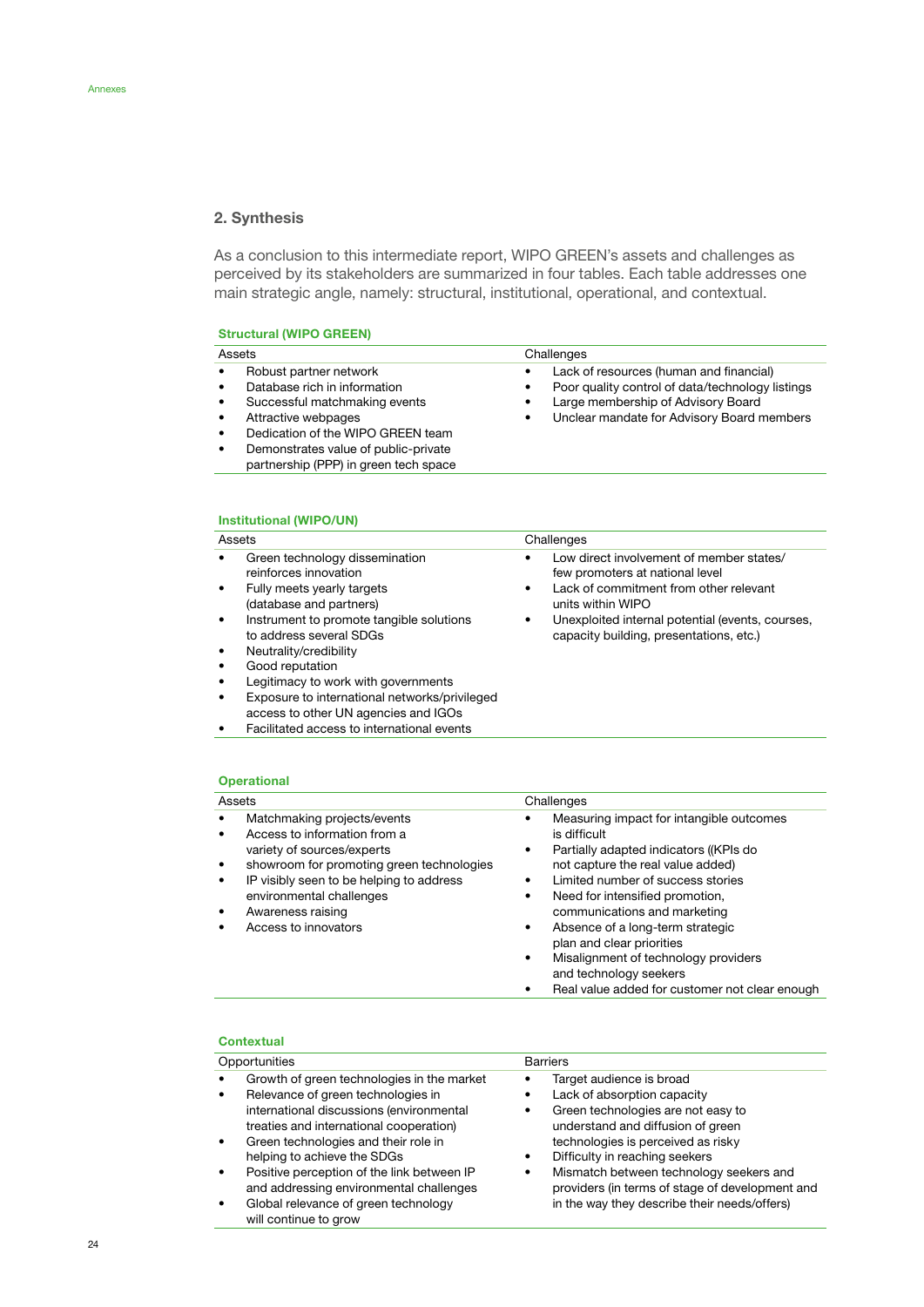## 2. Synthesis

As a conclusion to this intermediate report, WIPO GREEN's assets and challenges as perceived by its stakeholders are summarized in four tables. Each table addresses one main strategic angle, namely: structural, institutional, operational, and contextual.

**Structural (WIPO GREEN)**

| Assets | Challenges |
|---|---|
| • Robust partner network<br>• Database rich in information<br>• Successful matchmaking events<br>• Attractive webpages<br>• Dedication of the WIPO GREEN team<br>• Demonstrates value of public-private partnership (PPP) in green tech space | • Lack of resources (human and financial)<br>• Poor quality control of data/technology listings<br>• Large membership of Advisory Board<br>• Unclear mandate for Advisory Board members |

**Institutional (WIPO/UN)**

| Assets | Challenges |
|---|---|
| • Green technology dissemination reinforces innovation<br>• Fully meets yearly targets (database and partners)<br>• Instrument to promote tangible solutions to address several SDGs<br>• Neutrality/credibility<br>• Good reputation<br>• Legitimacy to work with governments<br>• Exposure to international networks/privileged access to other UN agencies and IGOs<br>• Facilitated access to international events | • Low direct involvement of member states/ few promoters at national level<br>• Lack of commitment from other relevant units within WIPO<br>• Unexploited internal potential (events, courses, capacity building, presentations, etc.) |

**Operational**

| Assets | Challenges |
|---|---|
| • Matchmaking projects/events<br>• Access to information from a variety of sources/experts<br>• showroom for promoting green technologies<br>• IP visibly seen to be helping to address environmental challenges<br>• Awareness raising<br>• Access to innovators | • Measuring impact for intangible outcomes is difficult<br>• Partially adapted indicators ((KPIs do not capture the real value added)<br>• Limited number of success stories<br>• Need for intensified promotion, communications and marketing<br>• Absence of a long-term strategic plan and clear priorities<br>• Misalignment of technology providers and technology seekers<br>• Real value added for customer not clear enough |

**Contextual**

| Opportunities | Barriers |
|---|---|
| • Growth of green technologies in the market<br>• Relevance of green technologies in international discussions (environmental treaties and international cooperation)<br>• Green technologies and their role in helping to achieve the SDGs<br>• Positive perception of the link between IP and addressing environmental challenges<br>• Global relevance of green technology will continue to grow | • Target audience is broad<br>• Lack of absorption capacity<br>• Green technologies are not easy to understand and diffusion of green technologies is perceived as risky<br>• Difficulty in reaching seekers<br>• Mismatch between technology seekers and providers (in terms of stage of development and in the way they describe their needs/offers) |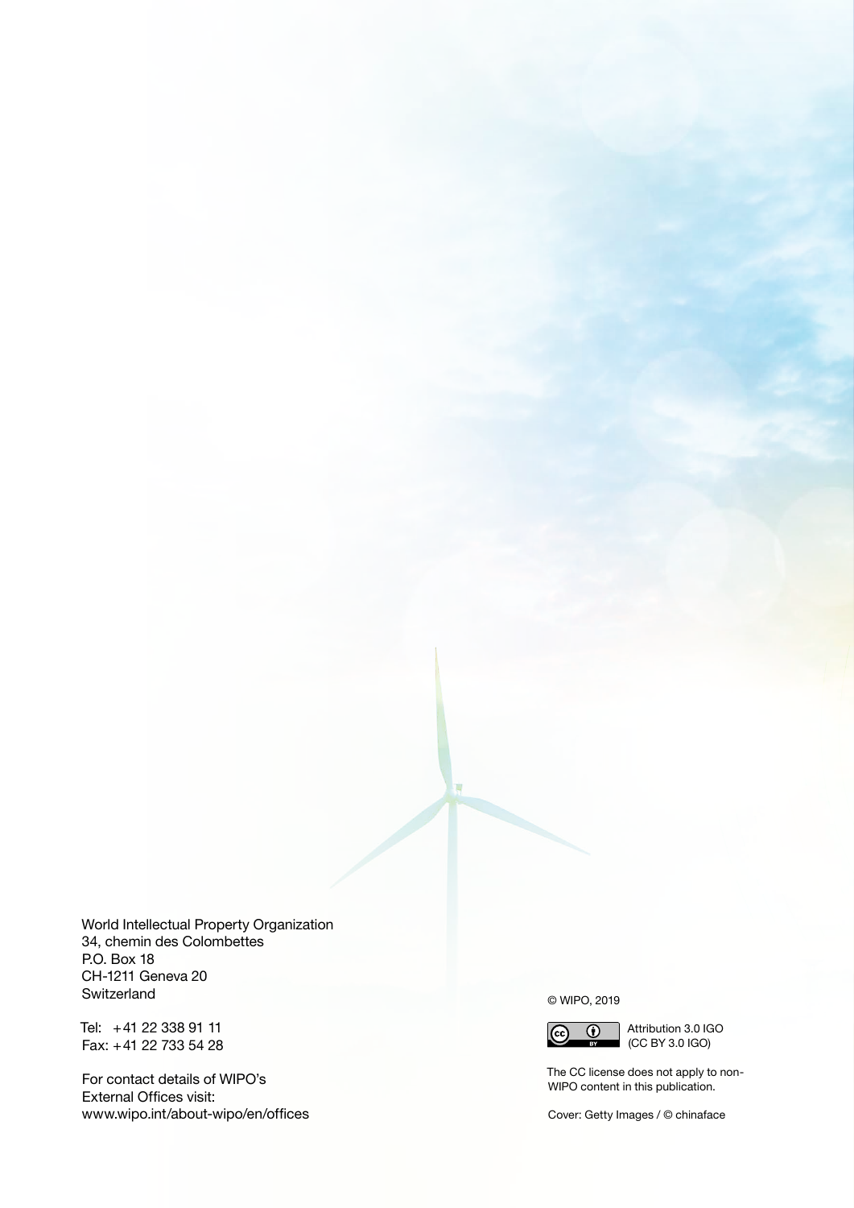World Intellectual Property Organization
34, chemin des Colombettes
P.O. Box 18
CH-1211 Geneva 20
Switzerland

Tel: +41 22 338 91 11
Fax: +41 22 733 54 28

For contact details of WIPO's External Offices visit:
www.wipo.int/about-wipo/en/offices

© WIPO, 2019

Attribution 3.0 IGO
(CC BY 3.0 IGO)

The CC license does not apply to non-WIPO content in this publication.

Cover: Getty Images / © chinaface